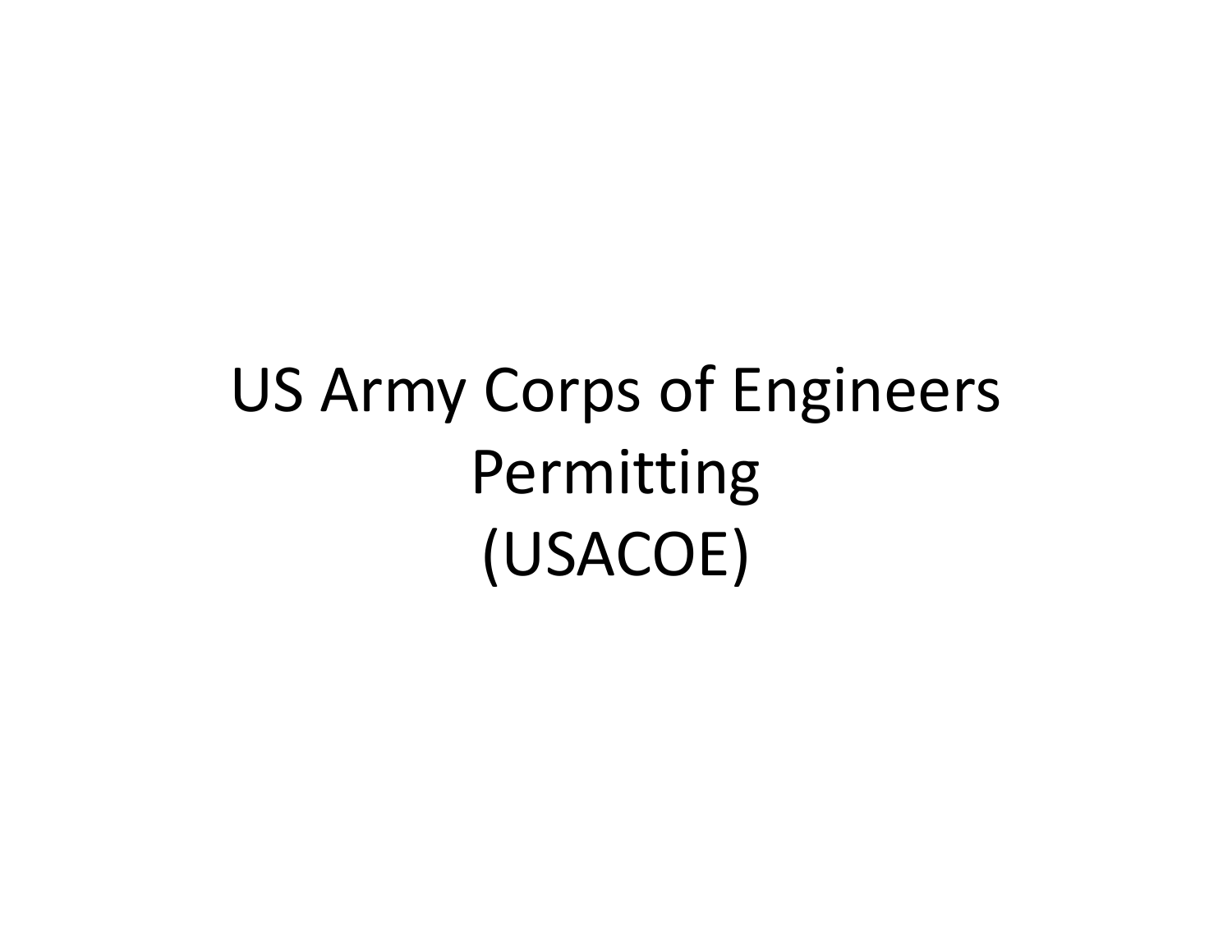# US Army Corps of Engineers Permitting (USACOE)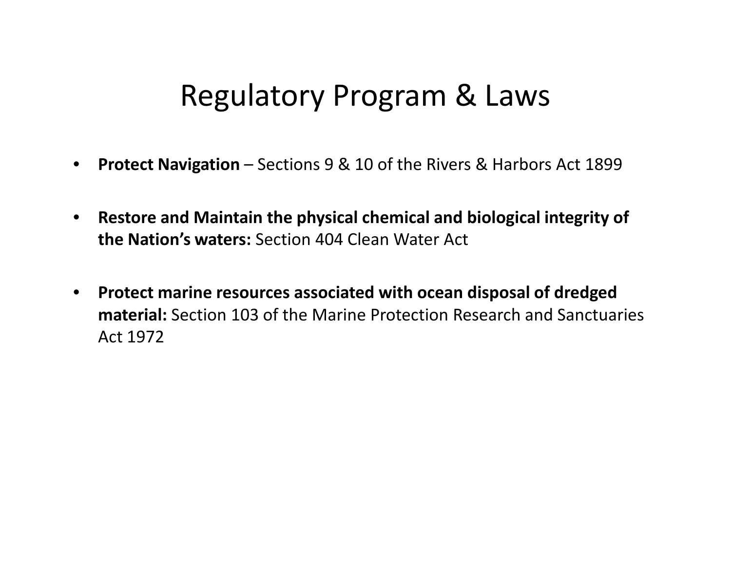# Regulatory Program & Laws

- **Protect Navigation** – Sections 9 & 10 of the Rivers & Harbors Act 1899
- **Restore and Maintain the physical chemical and biological integrity of the Nation's waters:** Section 404 Clean Water Act
- **Protect marine resources associated with ocean disposal of dredged material:** Section 103 of the Marine Protection Research and Sanctuaries Act 1972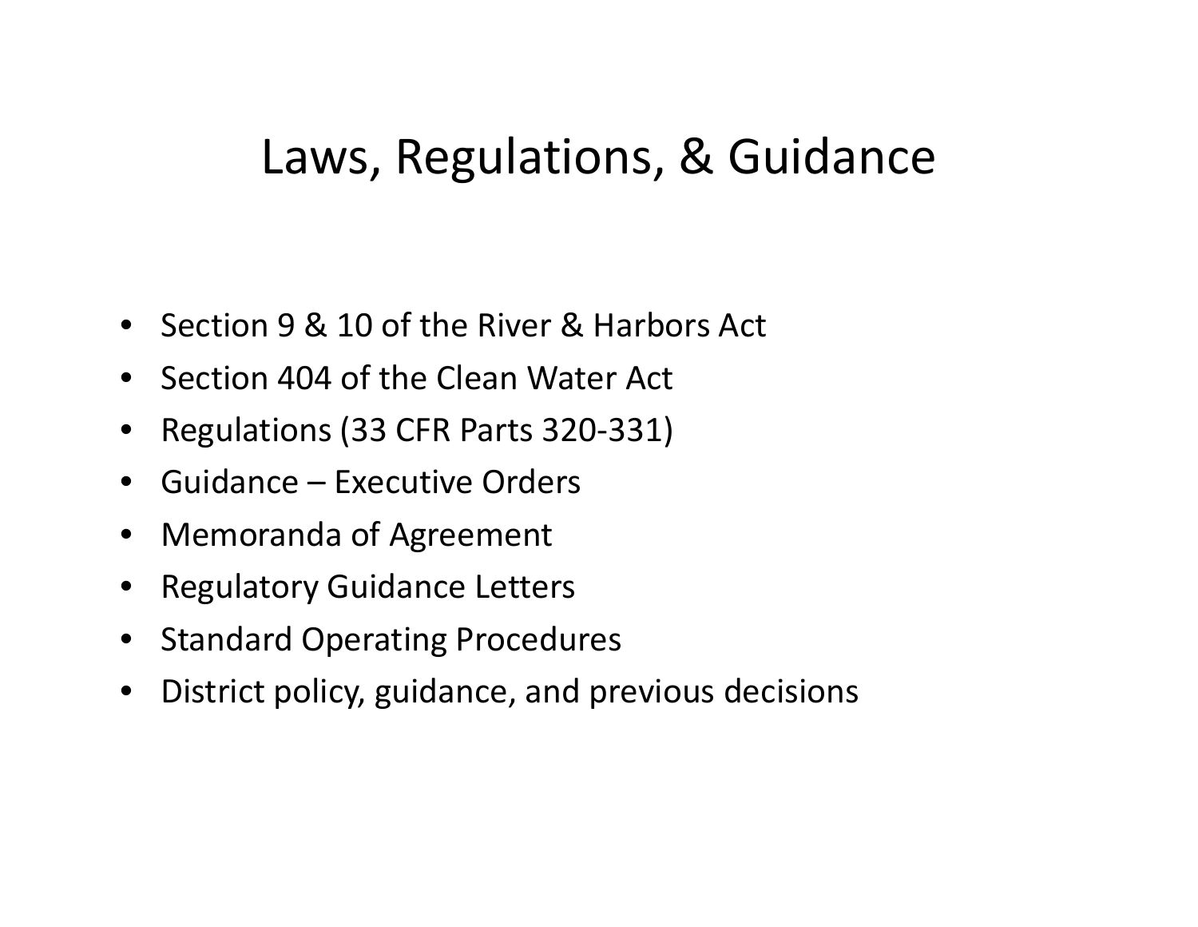# Laws, Regulations, & Guidance

- Section 9 & 10 of the River & Harbors Act
- Section 404 of the Clean Water Act
- Regulations (33 CFR Parts 320-331)
- Guidance – Executive Orders
- Memoranda of Agreement
- Regulatory Guidance Letters
- Standard Operating Procedures
- District policy, guidance, and previous decisions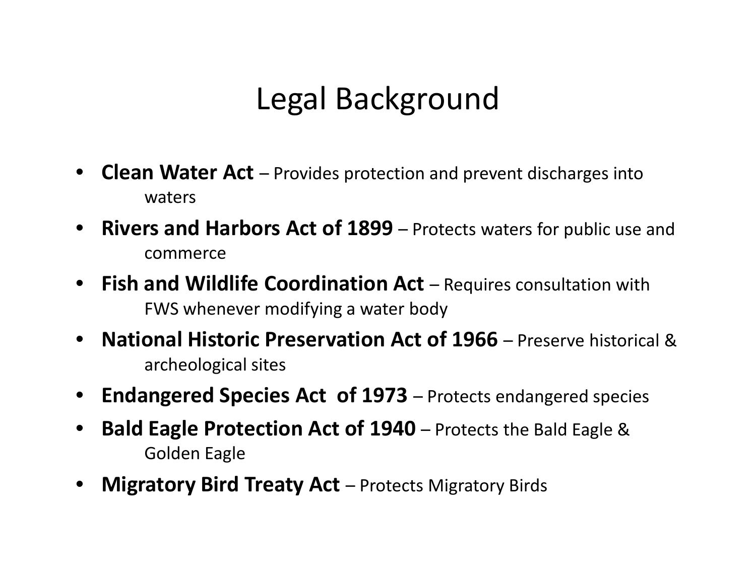# Legal Background

- **Clean Water Act** – Provides protection and prevent discharges into waters
- **Rivers and Harbors Act of 1899** – Protects waters for public use and commerce
- **Fish and Wildlife Coordination Act** – Requires consultation with FWS whenever modifying a water body
- **National Historic Preservation Act of 1966** – Preserve historical & archeological sites
- **Endangered Species Act of 1973** – Protects endangered species
- **Bald Eagle Protection Act of 1940** – Protects the Bald Eagle & Golden Eagle
- **Migratory Bird Treaty Act** – Protects Migratory Birds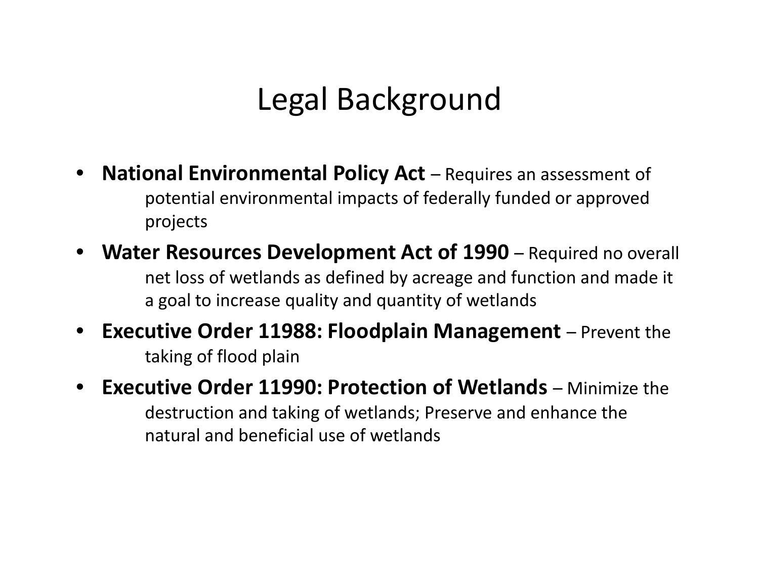# Legal Background

- **National Environmental Policy Act** – Requires an assessment of potential environmental impacts of federally funded or approved projects
- **Water Resources Development Act of 1990** – Required no overall net loss of wetlands as defined by acreage and function and made it a goal to increase quality and quantity of wetlands
- **Executive Order 11988: Floodplain Management** – Prevent the taking of flood plain
- **Executive Order 11990: Protection of Wetlands** – Minimize the destruction and taking of wetlands; Preserve and enhance the natural and beneficial use of wetlands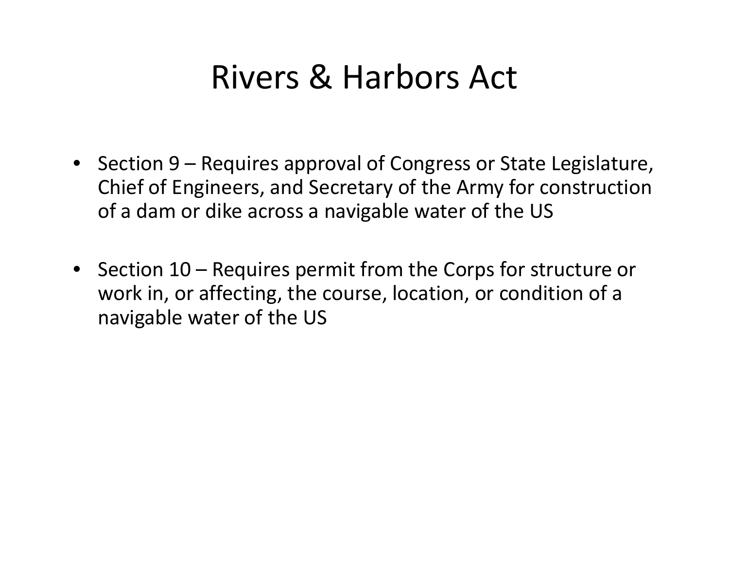# Rivers & Harbors Act

- Section 9 – Requires approval of Congress or State Legislature, Chief of Engineers, and Secretary of the Army for construction of a dam or dike across a navigable water of the US
- Section 10 – Requires permit from the Corps for structure or work in, or affecting, the course, location, or condition of a navigable water of the US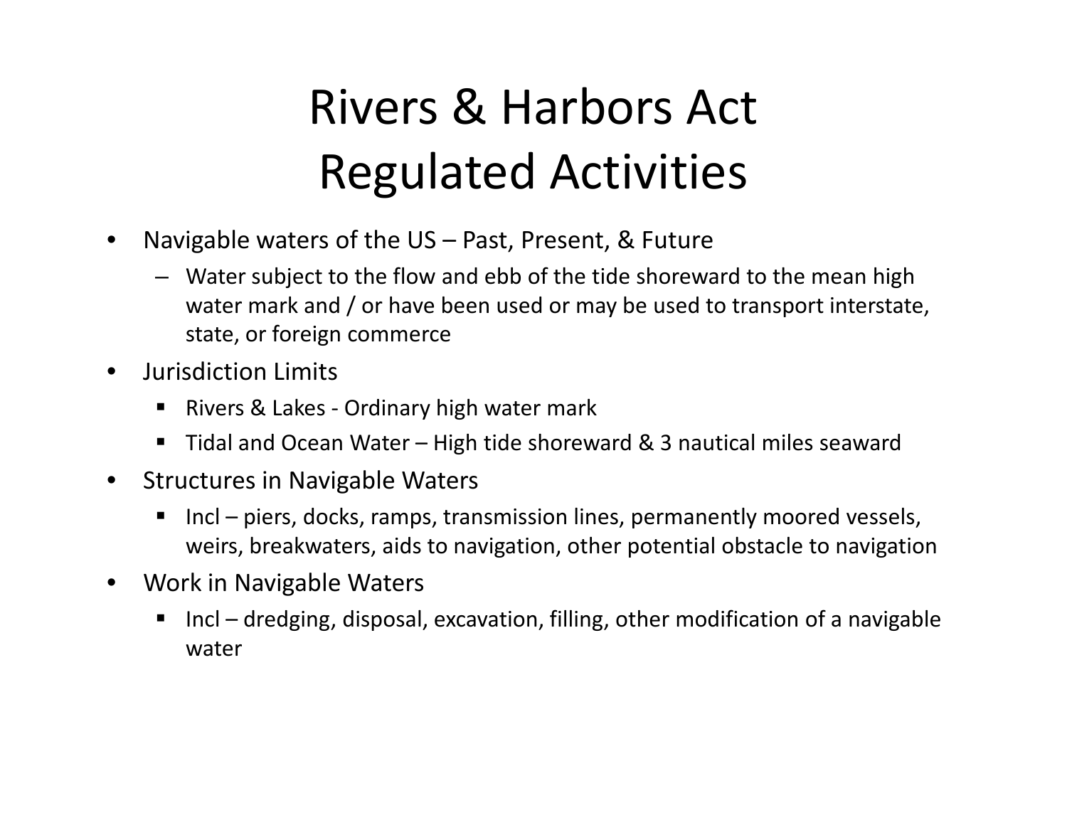# Rivers & Harbors Act Regulated Activities

- Navigable waters of the US – Past, Present, & Future
  - Water subject to the flow and ebb of the tide shoreward to the mean high water mark and / or have been used or may be used to transport interstate, state, or foreign commerce
- Jurisdiction Limits
  - Rivers & Lakes - Ordinary high water mark
  - Tidal and Ocean Water – High tide shoreward & 3 nautical miles seaward
- Structures in Navigable Waters
  - Incl – piers, docks, ramps, transmission lines, permanently moored vessels, weirs, breakwaters, aids to navigation, other potential obstacle to navigation
- Work in Navigable Waters
  - Incl – dredging, disposal, excavation, filling, other modification of a navigable water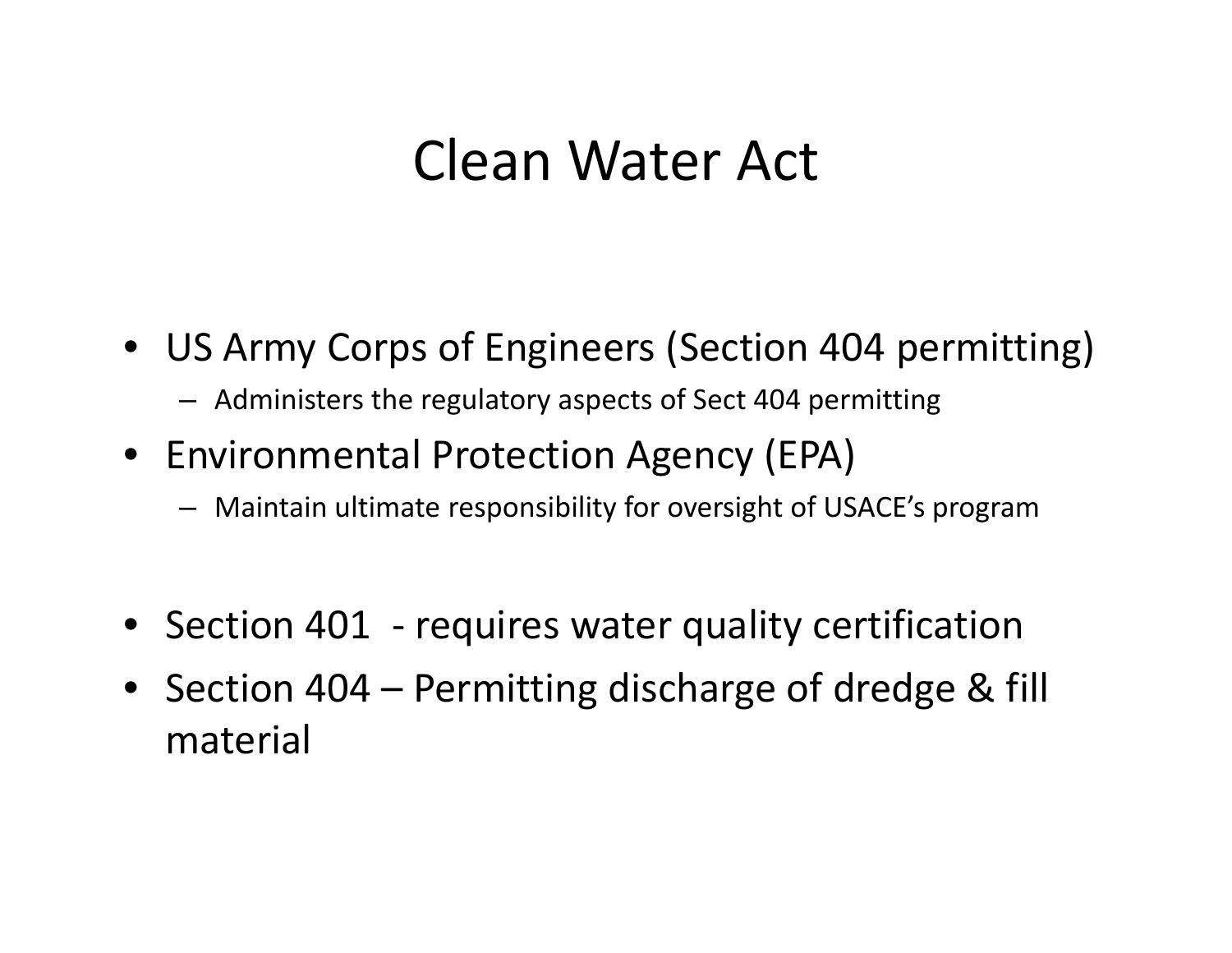# Clean Water Act

- US Army Corps of Engineers (Section 404 permitting)
  - Administers the regulatory aspects of Sect 404 permitting
- Environmental Protection Agency (EPA)
  - Maintain ultimate responsibility for oversight of USACE's program

- Section 401 - requires water quality certification
- Section 404 – Permitting discharge of dredge & fill material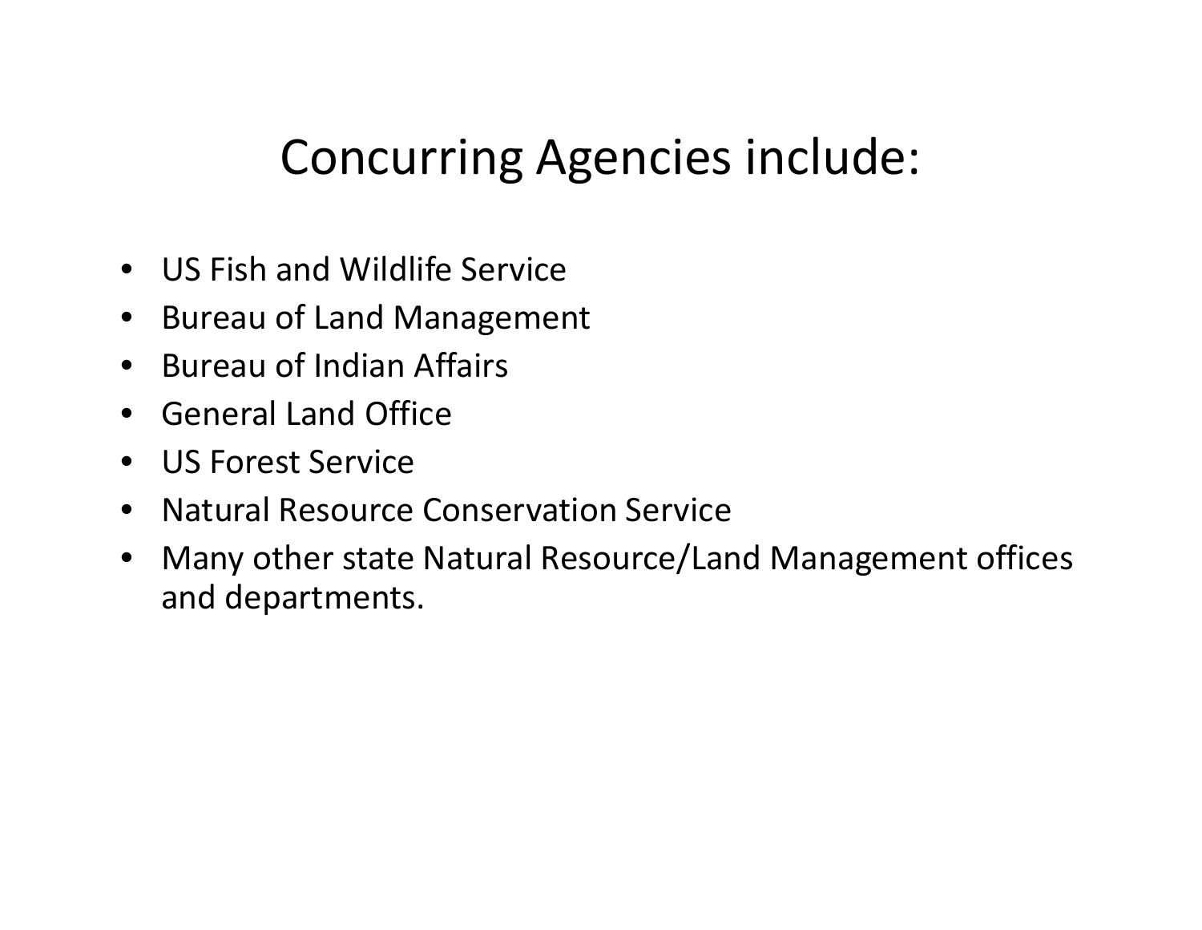# Concurring Agencies include:

- US Fish and Wildlife Service
- Bureau of Land Management
- Bureau of Indian Affairs
- General Land Office
- US Forest Service
- Natural Resource Conservation Service
- Many other state Natural Resource/Land Management offices and departments.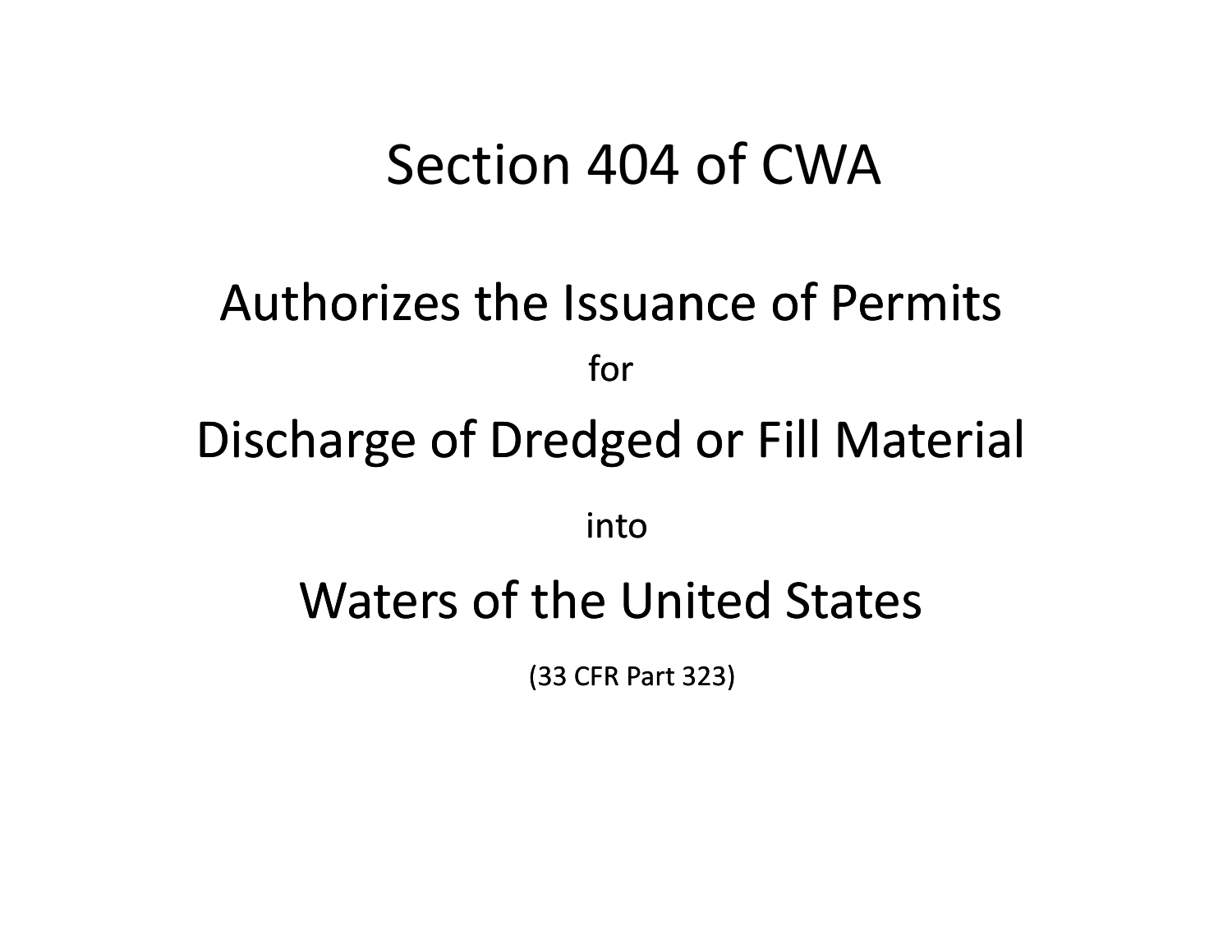# Section 404 of CWA

## Authorizes the Issuance of Permits

for

## Discharge of Dredged or Fill Material

into

## Waters of the United States

(33 CFR Part 323)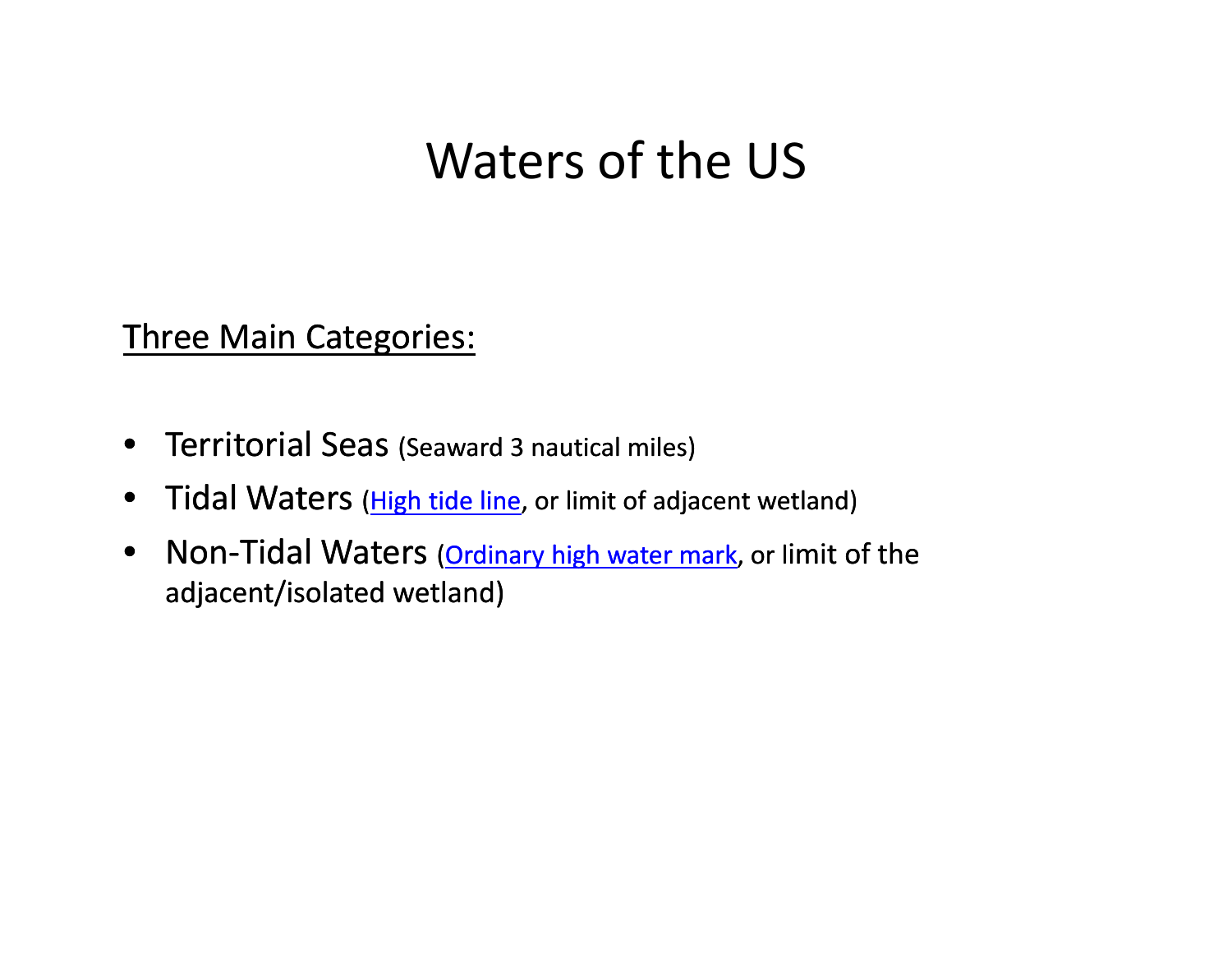# Waters of the US

<u>Three Main Categories:</u>

- Territorial Seas (Seaward 3 nautical miles)
- Tidal Waters (High tide line, or limit of adjacent wetland)
- Non-Tidal Waters (Ordinary high water mark, or limit of the adjacent/isolated wetland)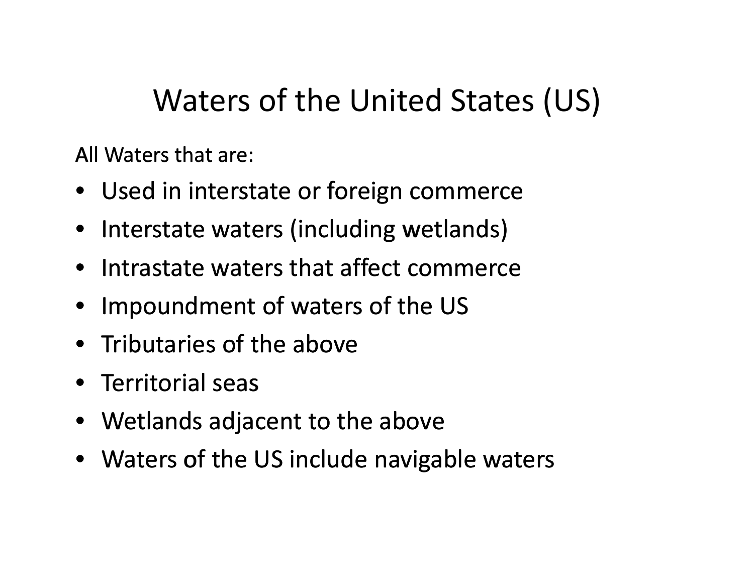# Waters of the United States (US)

All Waters that are:

- Used in interstate or foreign commerce
- Interstate waters (including wetlands)
- Intrastate waters that affect commerce
- Impoundment of waters of the US
- Tributaries of the above
- Territorial seas
- Wetlands adjacent to the above
- Waters of the US include navigable waters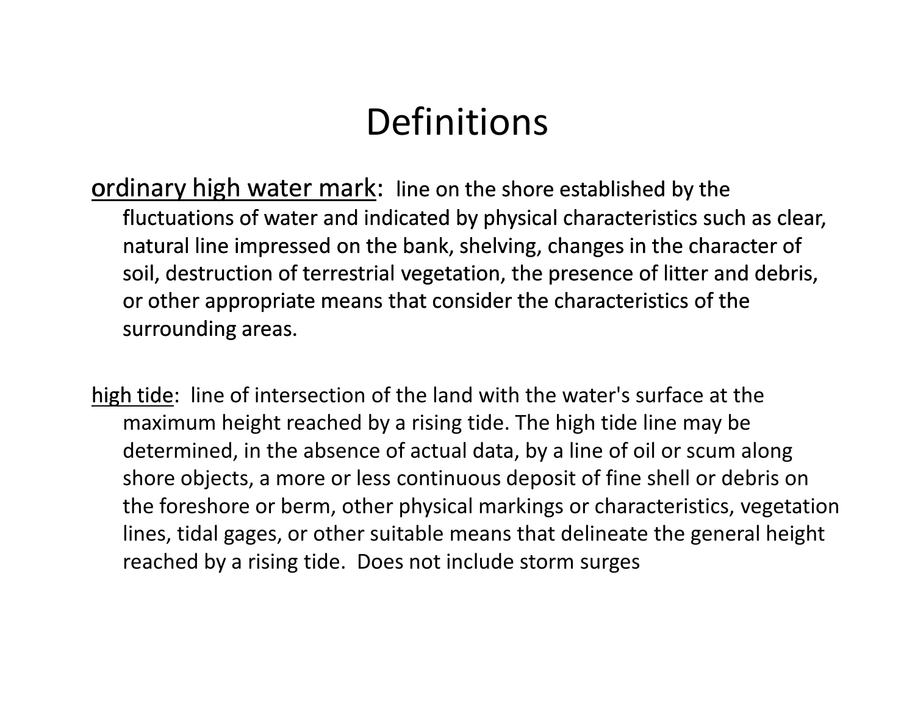# Definitions

<u>ordinary high water mark</u>: line on the shore established by the fluctuations of water and indicated by physical characteristics such as clear, natural line impressed on the bank, shelving, changes in the character of soil, destruction of terrestrial vegetation, the presence of litter and debris, or other appropriate means that consider the characteristics of the surrounding areas.

<u>high tide</u>: line of intersection of the land with the water's surface at the maximum height reached by a rising tide. The high tide line may be determined, in the absence of actual data, by a line of oil or scum along shore objects, a more or less continuous deposit of fine shell or debris on the foreshore or berm, other physical markings or characteristics, vegetation lines, tidal gages, or other suitable means that delineate the general height reached by a rising tide. Does not include storm surges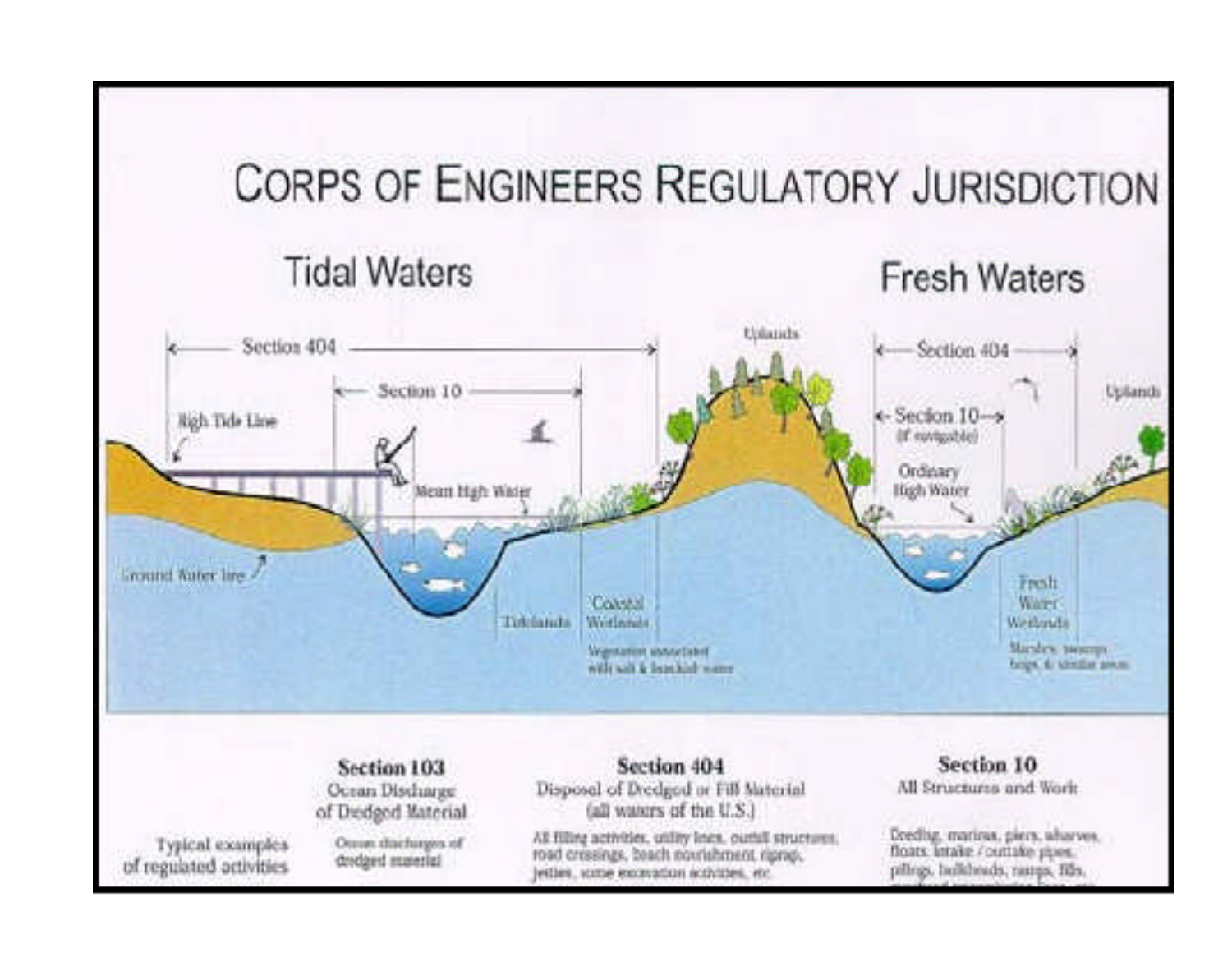# CORPS OF ENGINEERS REGULATORY JURISDICTION

## Tidal Waters

## Fresh Waters

Section 404

Section 10

High Tide Line

Mean High Water

Ground Water line

Tidelands

Coastal Wetlands

Vegetation associated with salt & brackish water

Uplands

Section 404

Section 10 (if navigable)

Ordinary High Water

Uplands

Fresh Water Wetlands

Marshes, swamps, bogs, & similar areas

| | **Section 103** Ocean Discharge of Dredged Material | **Section 404** Disposal of Dredged or Fill Material (all waters of the U.S.) | **Section 10** All Structures and Work |
|---|---|---|---|
| Typical examples of regulated activities | Ocean discharges of dredged material | All filling activities, utility lines, outfall structures, road crossings, beach nourishment, riprap, jetties, some excavation activities, etc. | Dredging, marinas, piers, wharves, floats, intake / outtake pipes, pilings, bulkheads, ramps, fills, ... |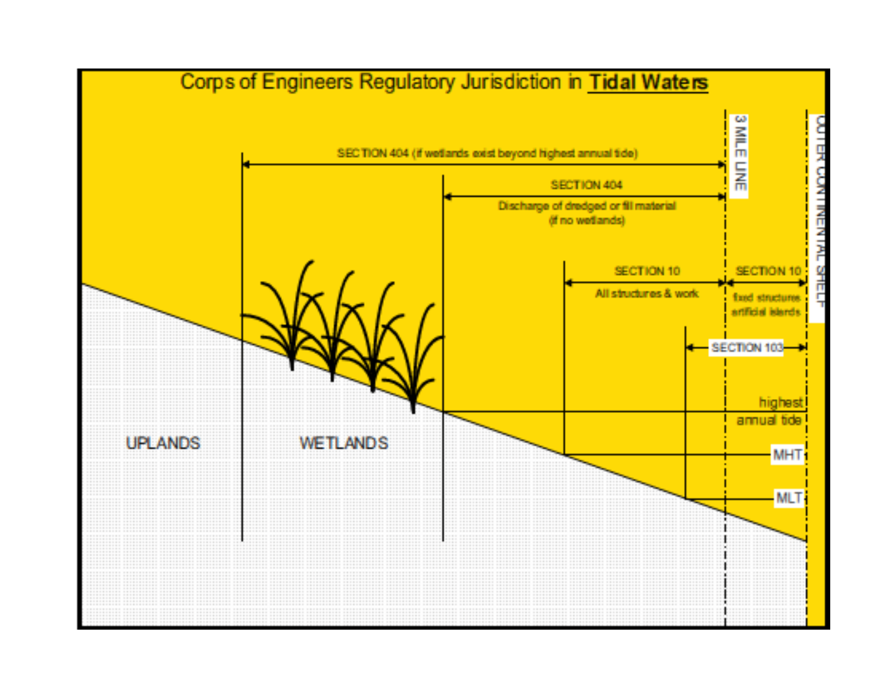# Corps of Engineers Regulatory Jurisdiction in **Tidal Waters**

SECTION 404 (if wetlands exist beyond highest annual tide)

SECTION 404

Discharge of dredged or fill material (if no wetlands)

SECTION 10

All structures & work

SECTION 10

fixed structures artificial islands

SECTION 103

3 MILE LINE

OUTER CONTINENTAL SHELF

highest annual tide

MHT

MLT

UPLANDS

WETLANDS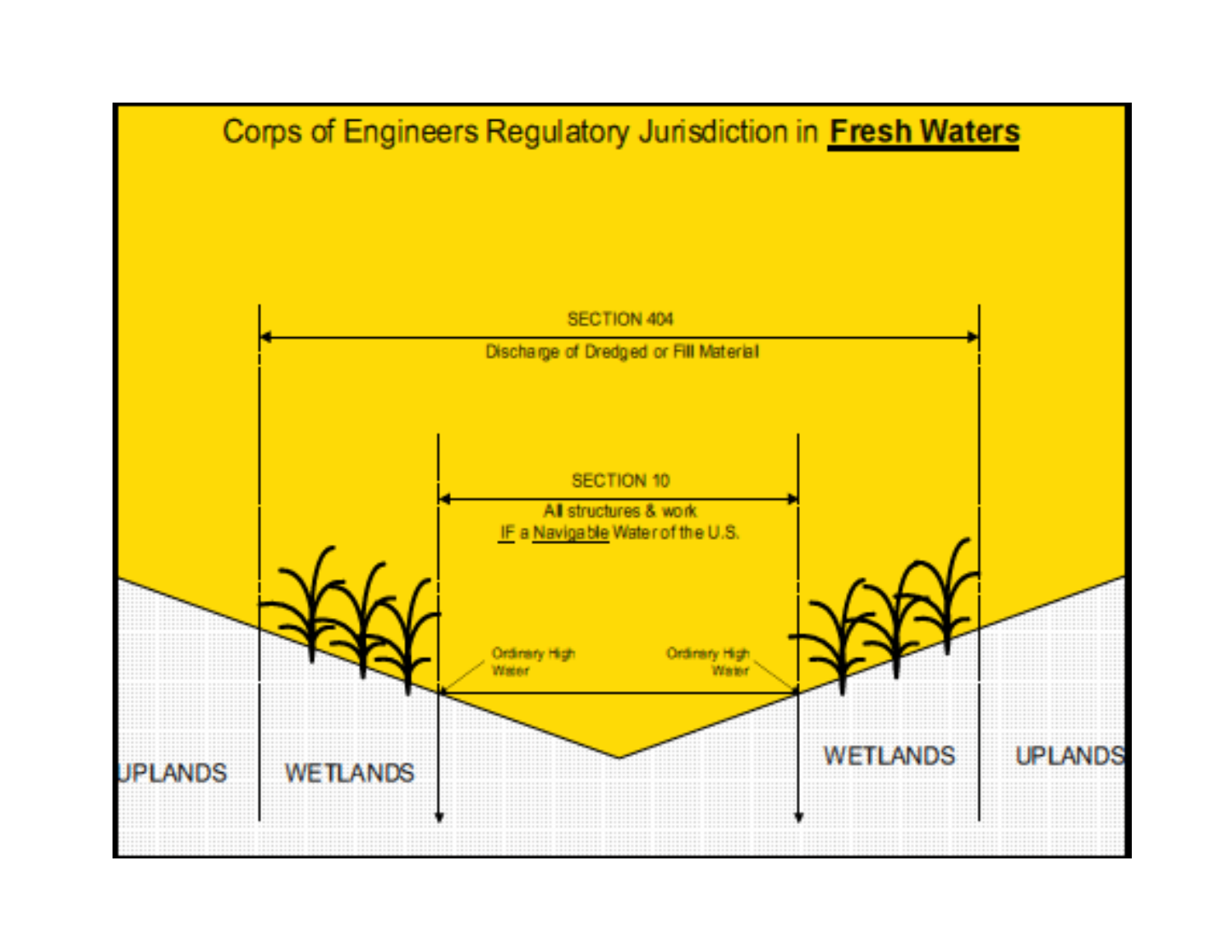# Corps of Engineers Regulatory Jurisdiction in **Fresh Waters**

SECTION 404

Discharge of Dredged or Fill Material

SECTION 10

All structures & work

IF a Navigable Water of the U.S.

Ordinary High Water

Ordinary High Water

UPLANDS

WETLANDS

WETLANDS

UPLANDS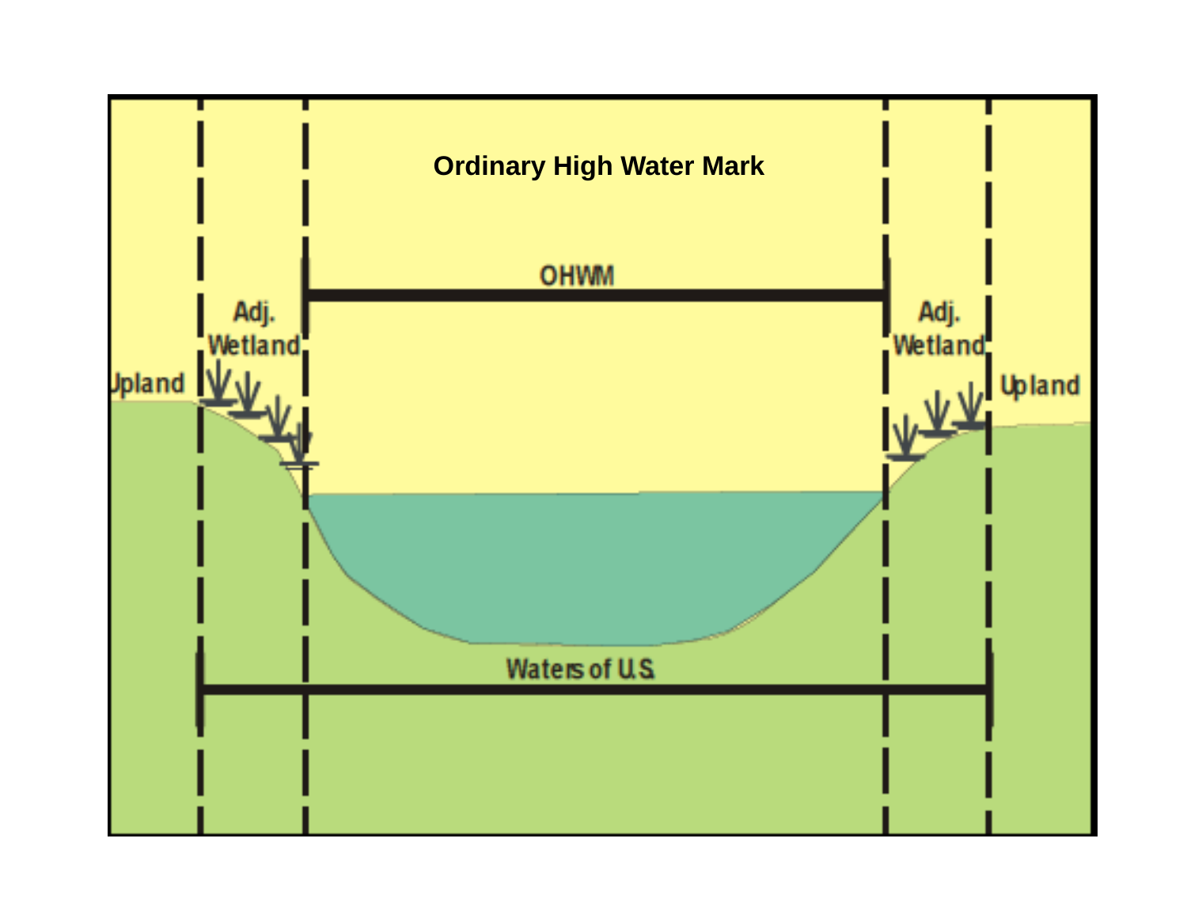# Ordinary High Water Mark

OHWM

Adj. Wetland

Upland

Adj. Wetland

Upland

Waters of U.S.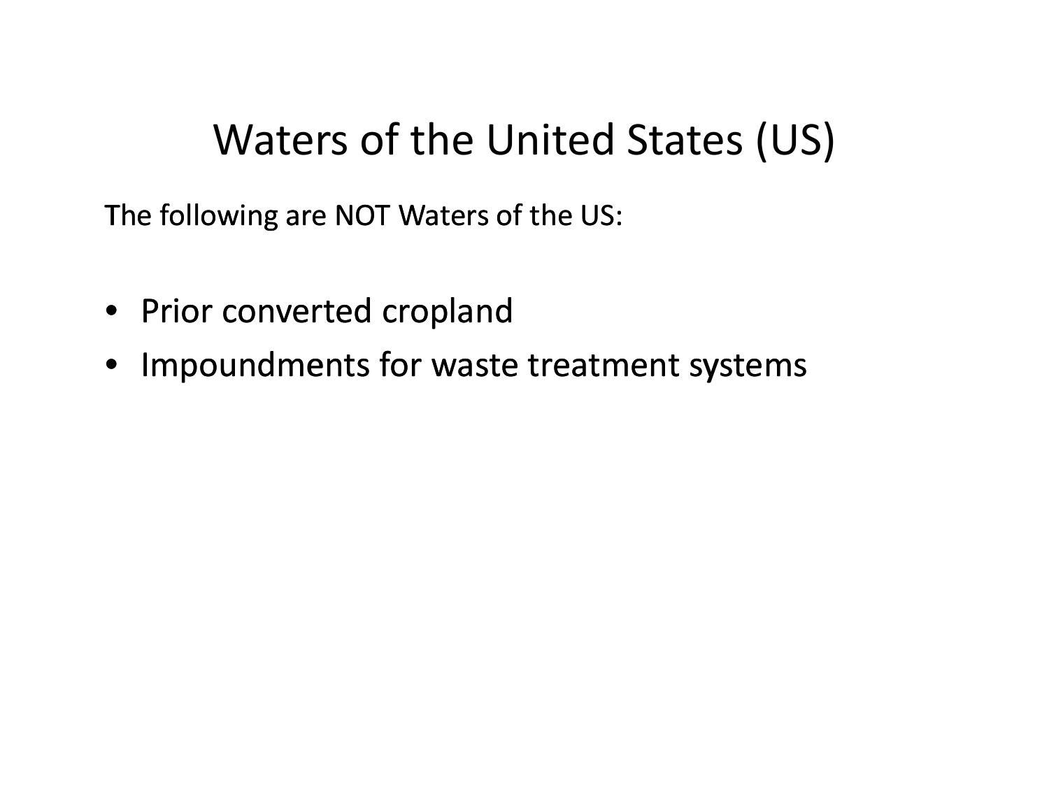# Waters of the United States (US)

The following are NOT Waters of the US:

- Prior converted cropland
- Impoundments for waste treatment systems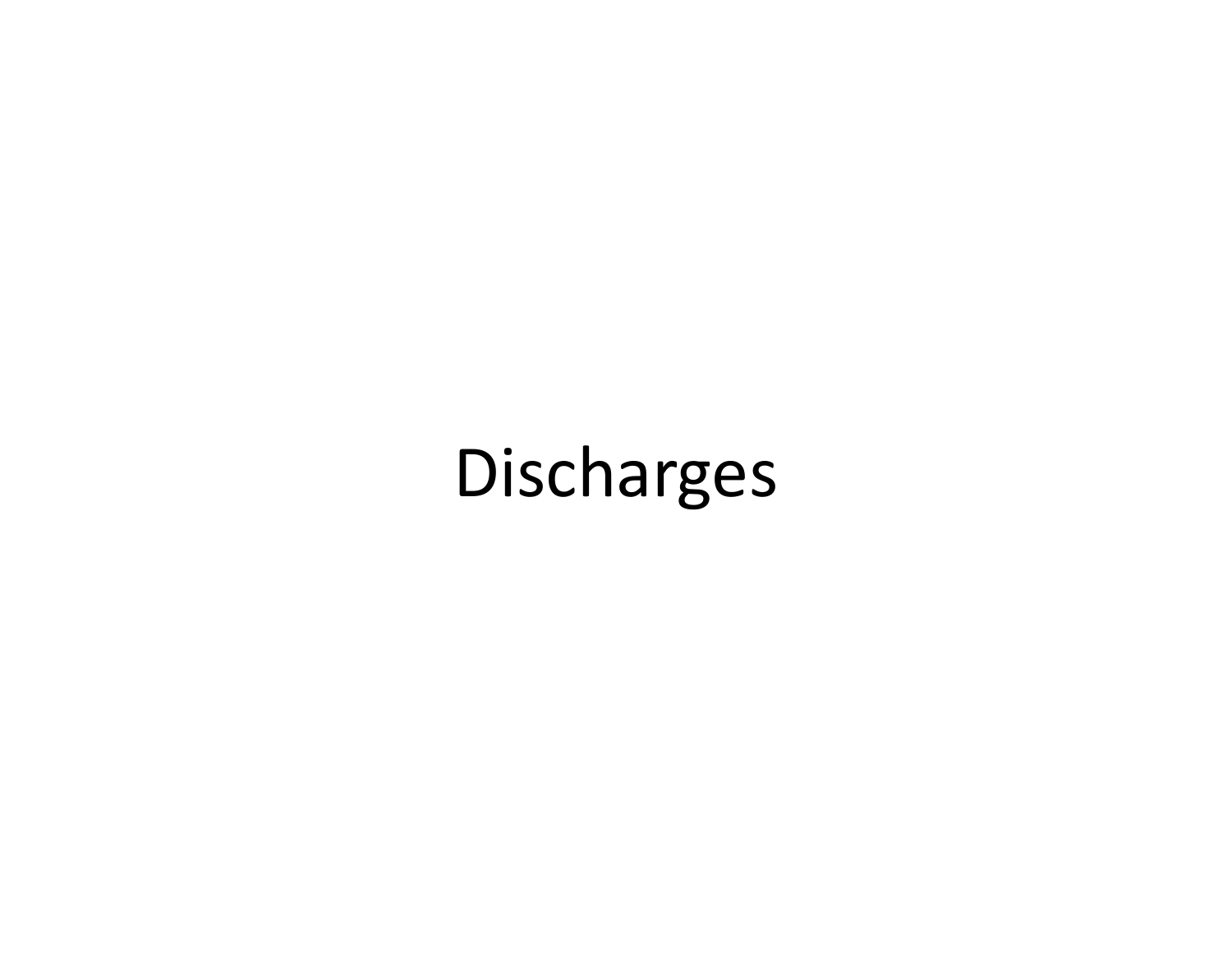# Discharges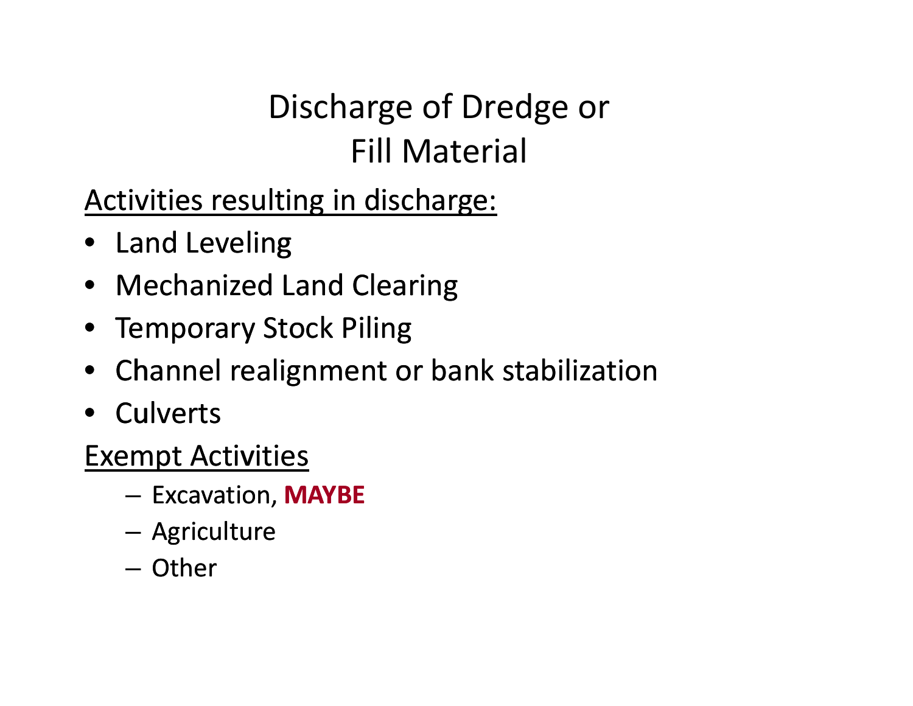# Discharge of Dredge or Fill Material

Activities resulting in discharge:

- Land Leveling
- Mechanized Land Clearing
- Temporary Stock Piling
- Channel realignment or bank stabilization
- Culverts

Exempt Activities

  - Excavation, **MAYBE**
  - Agriculture
  - Other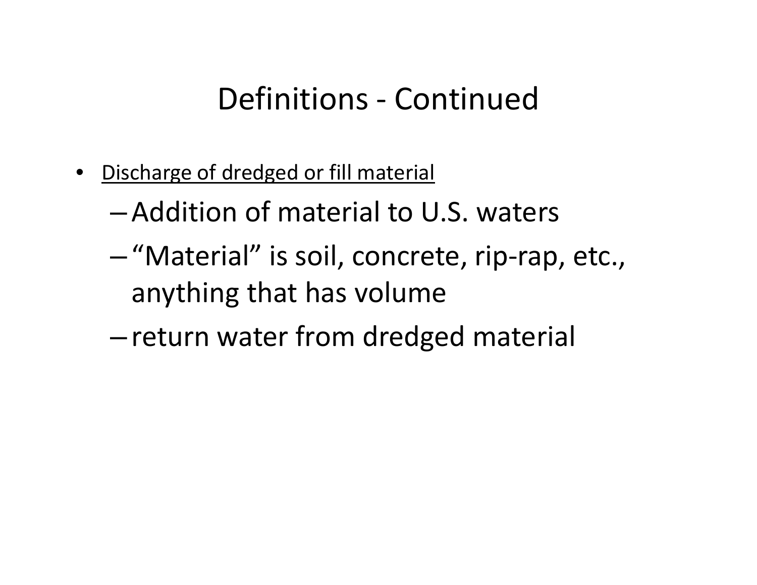# Definitions - Continued

- <u>Discharge of dredged or fill material</u>
  - Addition of material to U.S. waters
  - "Material" is soil, concrete, rip-rap, etc., anything that has volume
  - return water from dredged material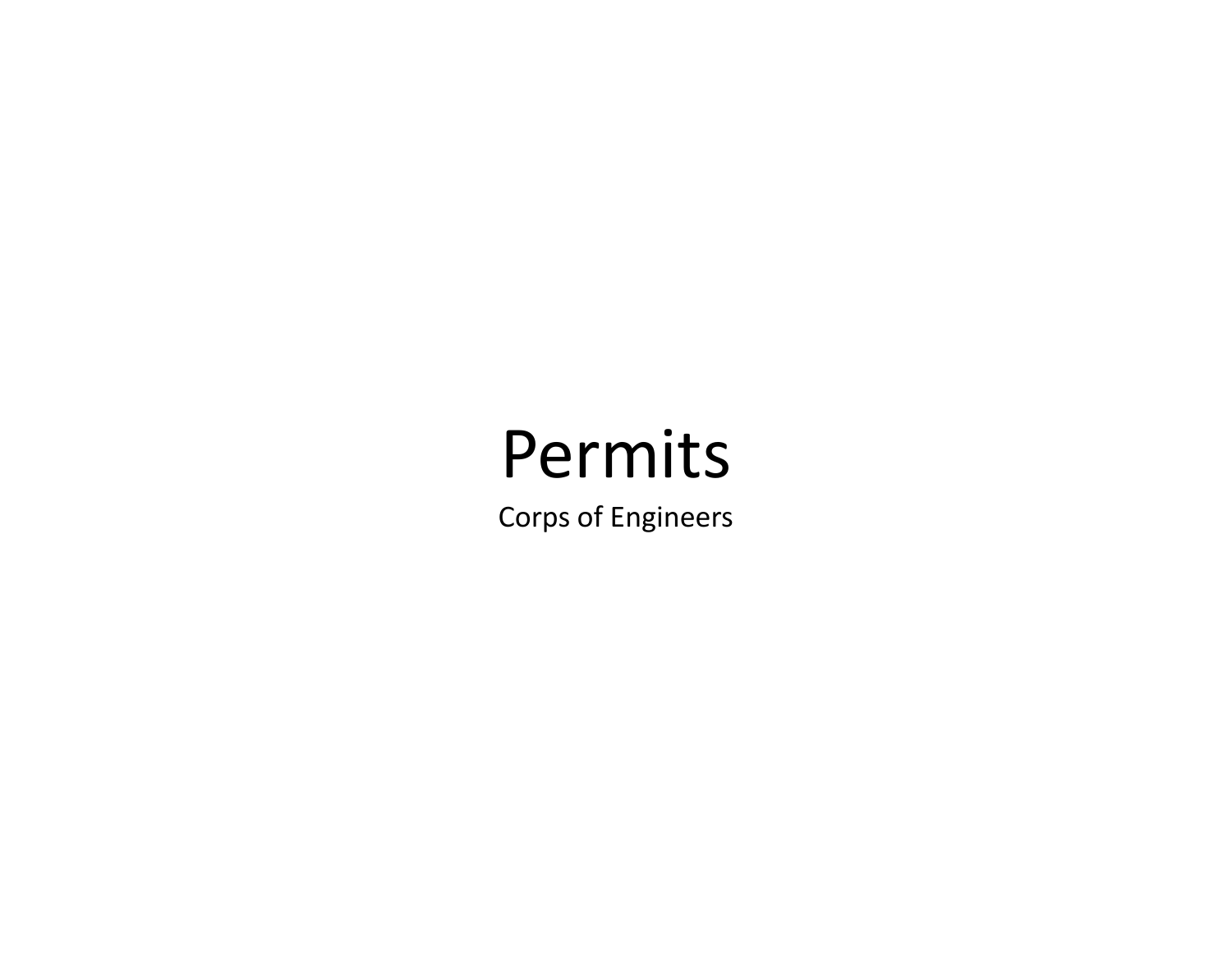# Permits

Corps of Engineers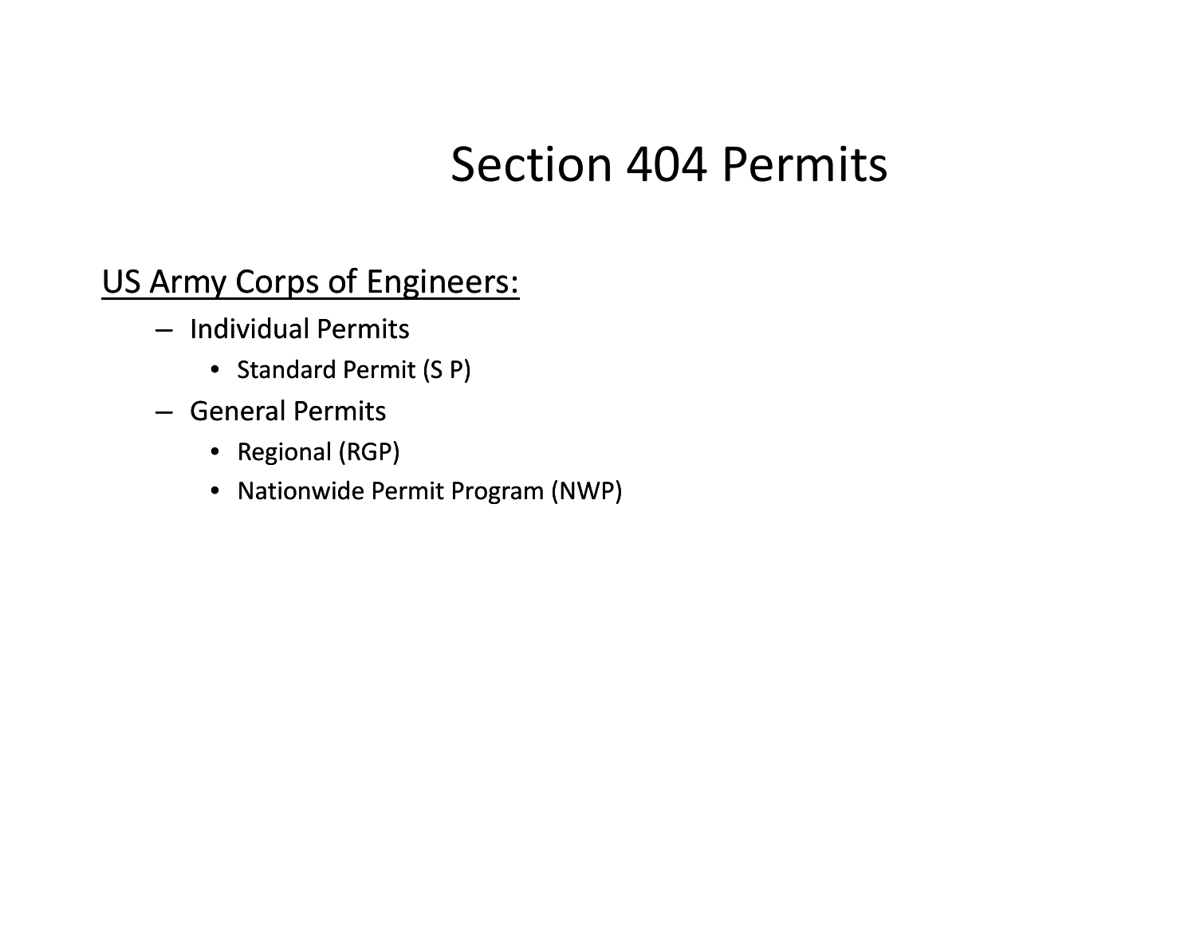# Section 404 Permits

<u>US Army Corps of Engineers:</u>

- Individual Permits
  - Standard Permit (S P)
- General Permits
  - Regional (RGP)
  - Nationwide Permit Program (NWP)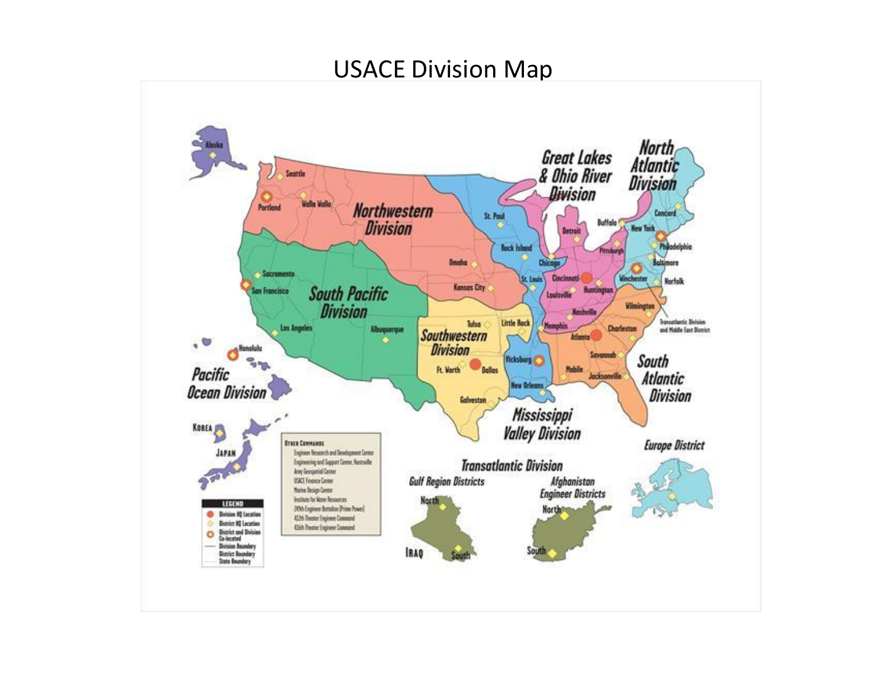# USACE Division Map

Northwestern Division

South Pacific Division

Southwestern Division

Mississippi Valley Division

Great Lakes & Ohio River Division

North Atlantic Division

South Atlantic Division

Pacific Ocean Division

Transatlantic Division

Europe District

Gulf Region Districts

Afghanistan Engineer Districts

Alaska, Seattle, Portland, Walla Walla, Omaha, Kansas City, Sacramento, San Francisco, Los Angeles, Albuquerque, Tulsa, Ft. Worth, Dallas, Galveston, Little Rock, St. Paul, Rock Island, St. Louis, Chicago, Detroit, Buffalo, Pittsburgh, Cincinnati, Huntington, Louisville, Nashville, Memphis, Vicksburg, New Orleans, Concord, New York, Philadelphia, Baltimore, Norfolk, Winchester, Wilmington, Charleston, Atlanta, Savannah, Mobile, Jacksonville, Honolulu, Korea, Japan, Iraq North, Iraq South, Afghanistan North, Afghanistan South

Transatlantic Division and Middle East District

**Other Commands**

- Engineer Research and Development Center
- Engineering and Support Center, Huntsville
- Army Geospatial Center
- USACE Finance Center
- Marine Design Center
- Institute for Water Resources
- 249th Engineer Battalion (Prime Power)
- 412th Theater Engineer Command
- 416th Theater Engineer Command

**Legend**

- Division HQ Location
- District HQ Location
- District and Division Co-located
- Division Boundary
- District Boundary
- State Boundary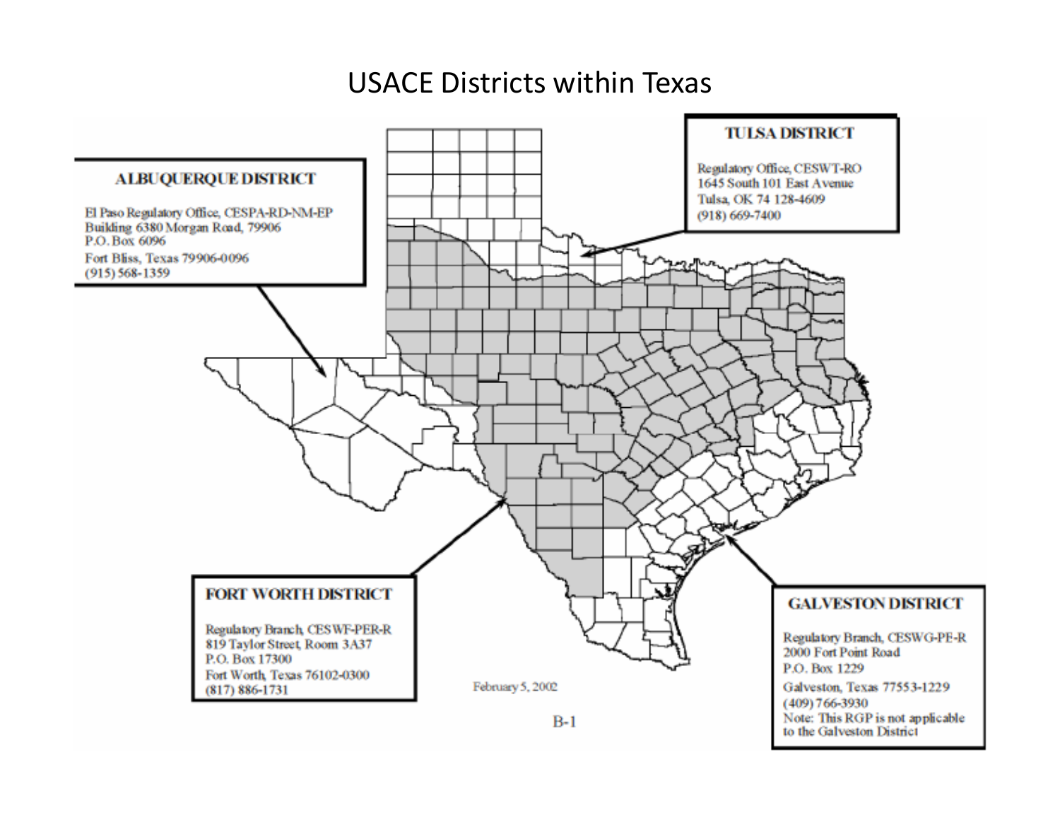# USACE Districts within Texas

**TULSA DISTRICT**

Regulatory Office, CESWT-RO
1645 South 101 East Avenue
Tulsa, OK 74 128-4609
(918) 669-7400

**ALBUQUERQUE DISTRICT**

El Paso Regulatory Office, CESPA-RD-NM-EP
Building 6380 Morgan Road, 79906
P.O. Box 6096
Fort Bliss, Texas 79906-0096
(915) 568-1359

**FORT WORTH DISTRICT**

Regulatory Branch, CESWF-PER-R
819 Taylor Street, Room 3A37
P.O. Box 17300
Fort Worth, Texas 76102-0300
(817) 886-1731

**GALVESTON DISTRICT**

Regulatory Branch, CESWG-PE-R
2000 Fort Point Road
P.O. Box 1229
Galveston, Texas 77553-1229
(409) 766-3930
Note: This RGP is not applicable to the Galveston District

February 5, 2002

B-1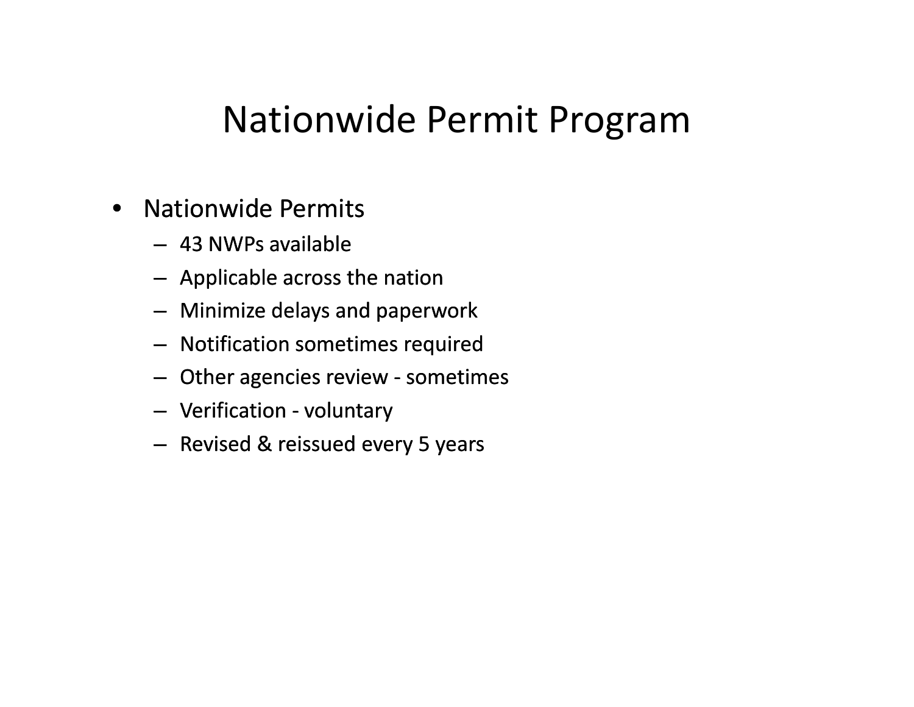# Nationwide Permit Program

- Nationwide Permits
  - 43 NWPs available
  - Applicable across the nation
  - Minimize delays and paperwork
  - Notification sometimes required
  - Other agencies review - sometimes
  - Verification - voluntary
  - Revised & reissued every 5 years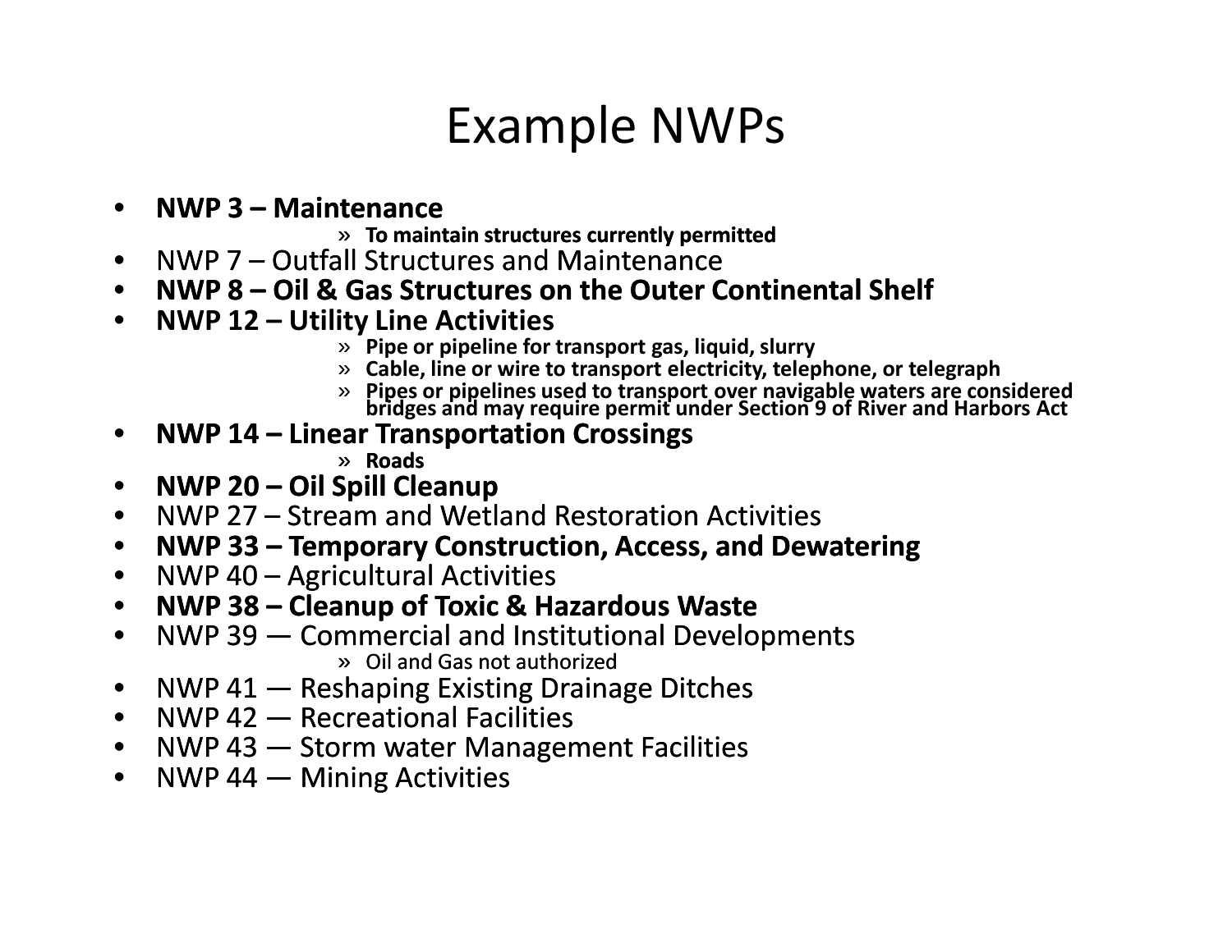# Example NWPs

- **NWP 3 – Maintenance**
  - **To maintain structures currently permitted**
- NWP 7 – Outfall Structures and Maintenance
- **NWP 8 – Oil & Gas Structures on the Outer Continental Shelf**
- **NWP 12 – Utility Line Activities**
  - **Pipe or pipeline for transport gas, liquid, slurry**
  - **Cable, line or wire to transport electricity, telephone, or telegraph**
  - **Pipes or pipelines used to transport over navigable waters are considered bridges and may require permit under Section 9 of River and Harbors Act**
- **NWP 14 – Linear Transportation Crossings**
  - **Roads**
- **NWP 20 – Oil Spill Cleanup**
- NWP 27 – Stream and Wetland Restoration Activities
- **NWP 33 – Temporary Construction, Access, and Dewatering**
- NWP 40 – Agricultural Activities
- **NWP 38 – Cleanup of Toxic & Hazardous Waste**
- NWP 39 — Commercial and Institutional Developments
  - Oil and Gas not authorized
- NWP 41 — Reshaping Existing Drainage Ditches
- NWP 42 — Recreational Facilities
- NWP 43 — Storm water Management Facilities
- NWP 44 — Mining Activities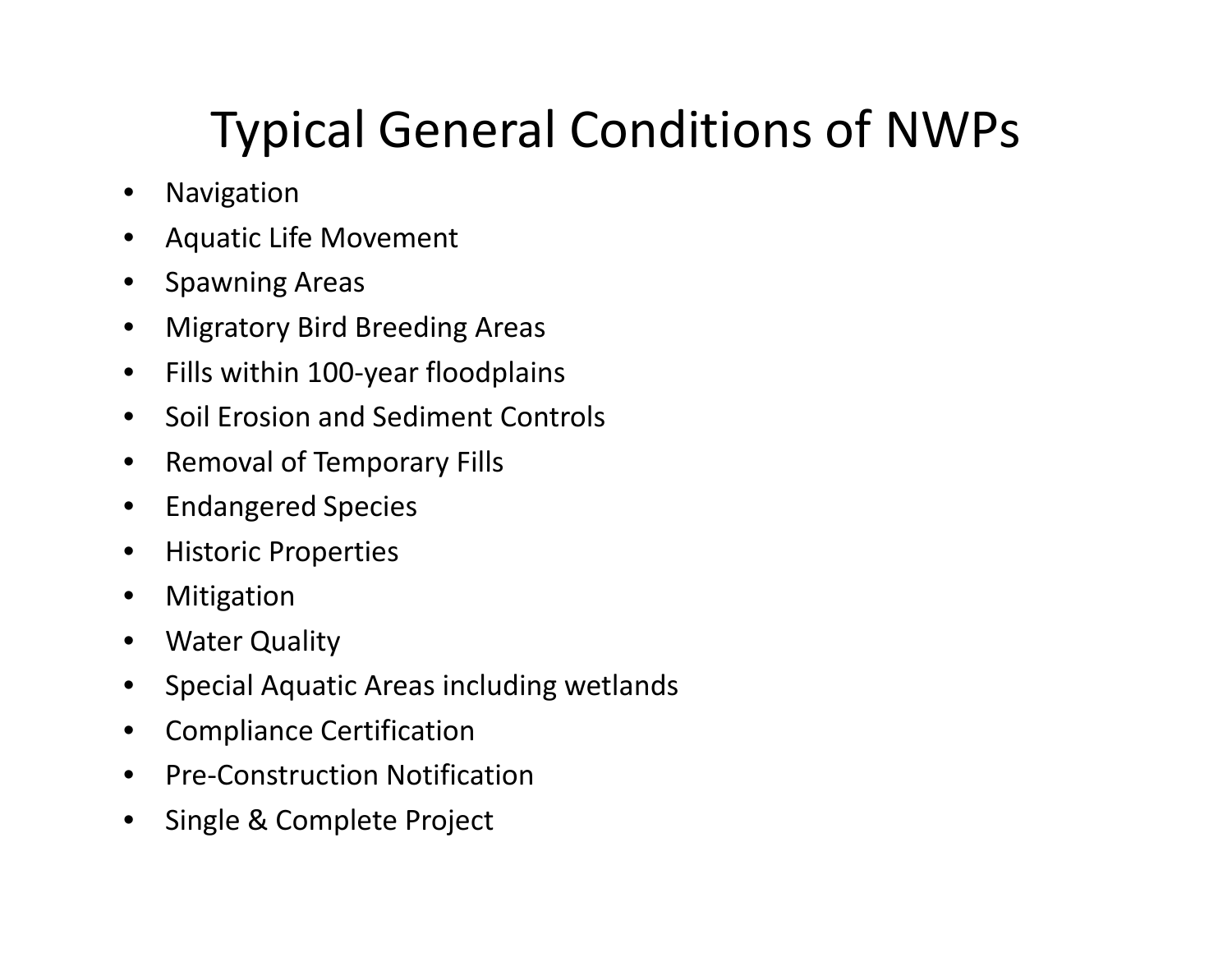# Typical General Conditions of NWPs

- Navigation
- Aquatic Life Movement
- Spawning Areas
- Migratory Bird Breeding Areas
- Fills within 100-year floodplains
- Soil Erosion and Sediment Controls
- Removal of Temporary Fills
- Endangered Species
- Historic Properties
- Mitigation
- Water Quality
- Special Aquatic Areas including wetlands
- Compliance Certification
- Pre-Construction Notification
- Single & Complete Project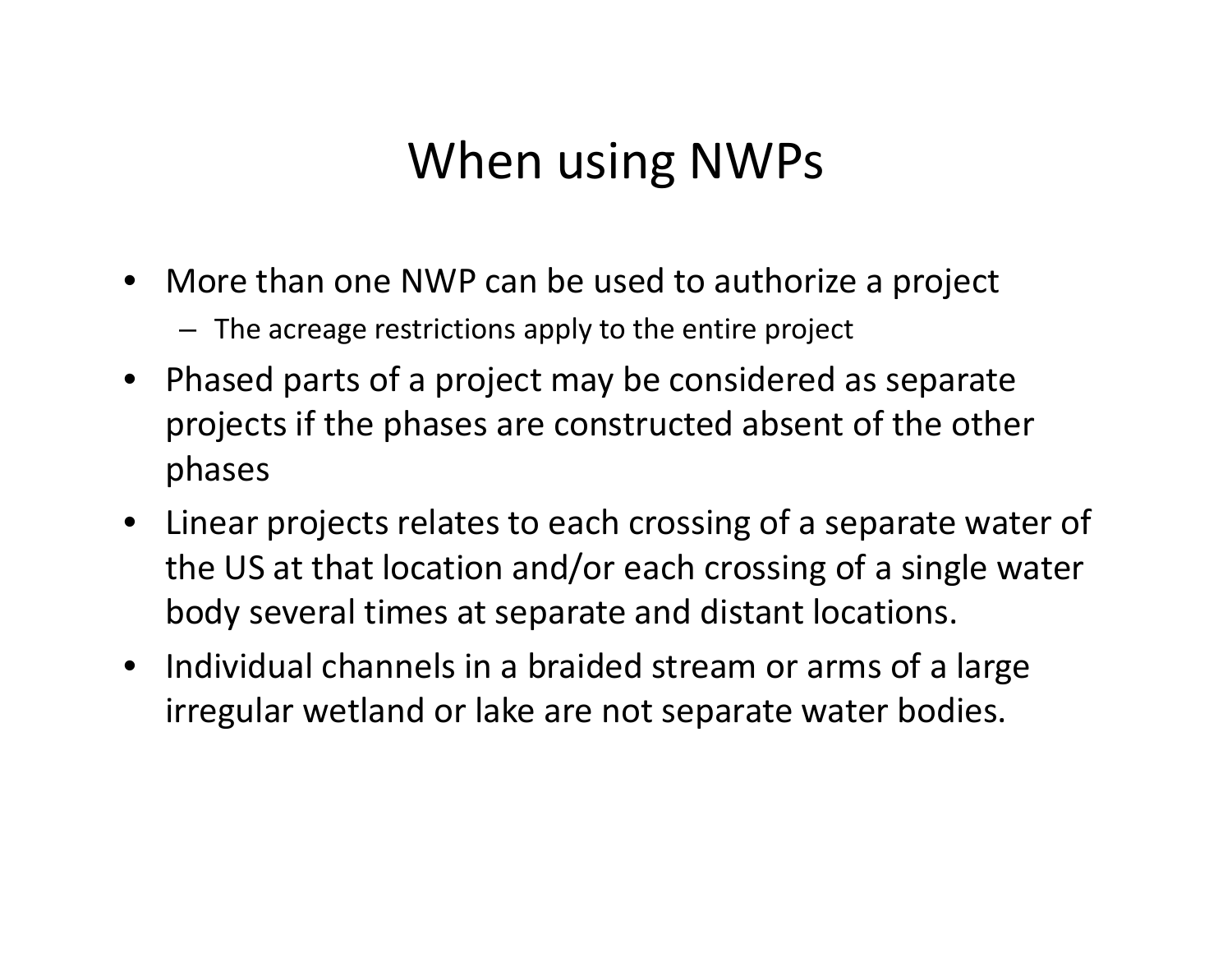# When using NWPs

- More than one NWP can be used to authorize a project
  - The acreage restrictions apply to the entire project
- Phased parts of a project may be considered as separate projects if the phases are constructed absent of the other phases
- Linear projects relates to each crossing of a separate water of the US at that location and/or each crossing of a single water body several times at separate and distant locations.
- Individual channels in a braided stream or arms of a large irregular wetland or lake are not separate water bodies.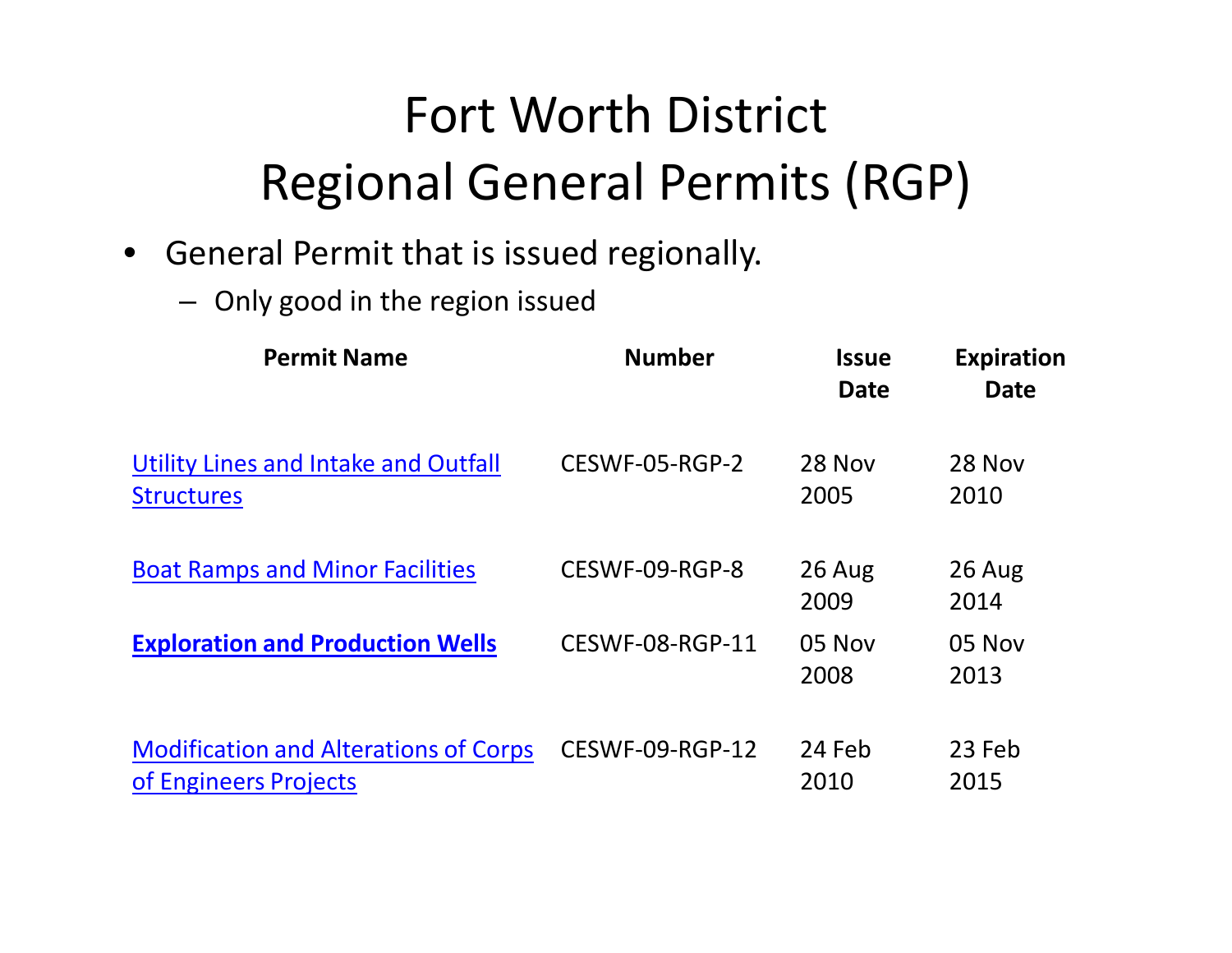# Fort Worth District Regional General Permits (RGP)

- General Permit that is issued regionally.
  - Only good in the region issued

| Permit Name | Number | Issue Date | Expiration Date |
|---|---|---|---|
| Utility Lines and Intake and Outfall Structures | CESWF-05-RGP-2 | 28 Nov 2005 | 28 Nov 2010 |
| Boat Ramps and Minor Facilities | CESWF-09-RGP-8 | 26 Aug 2009 | 26 Aug 2014 |
| **Exploration and Production Wells** | CESWF-08-RGP-11 | 05 Nov 2008 | 05 Nov 2013 |
| Modification and Alterations of Corps of Engineers Projects | CESWF-09-RGP-12 | 24 Feb 2010 | 23 Feb 2015 |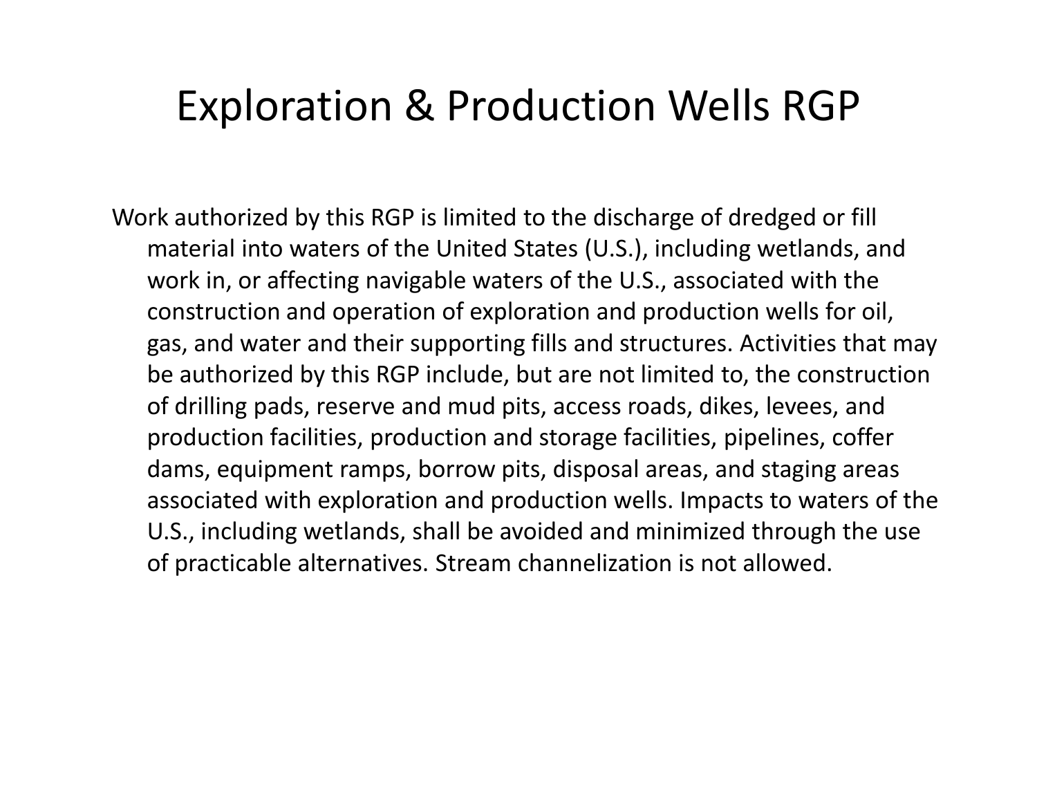# Exploration & Production Wells RGP

Work authorized by this RGP is limited to the discharge of dredged or fill material into waters of the United States (U.S.), including wetlands, and work in, or affecting navigable waters of the U.S., associated with the construction and operation of exploration and production wells for oil, gas, and water and their supporting fills and structures. Activities that may be authorized by this RGP include, but are not limited to, the construction of drilling pads, reserve and mud pits, access roads, dikes, levees, and production facilities, production and storage facilities, pipelines, coffer dams, equipment ramps, borrow pits, disposal areas, and staging areas associated with exploration and production wells. Impacts to waters of the U.S., including wetlands, shall be avoided and minimized through the use of practicable alternatives. Stream channelization is not allowed.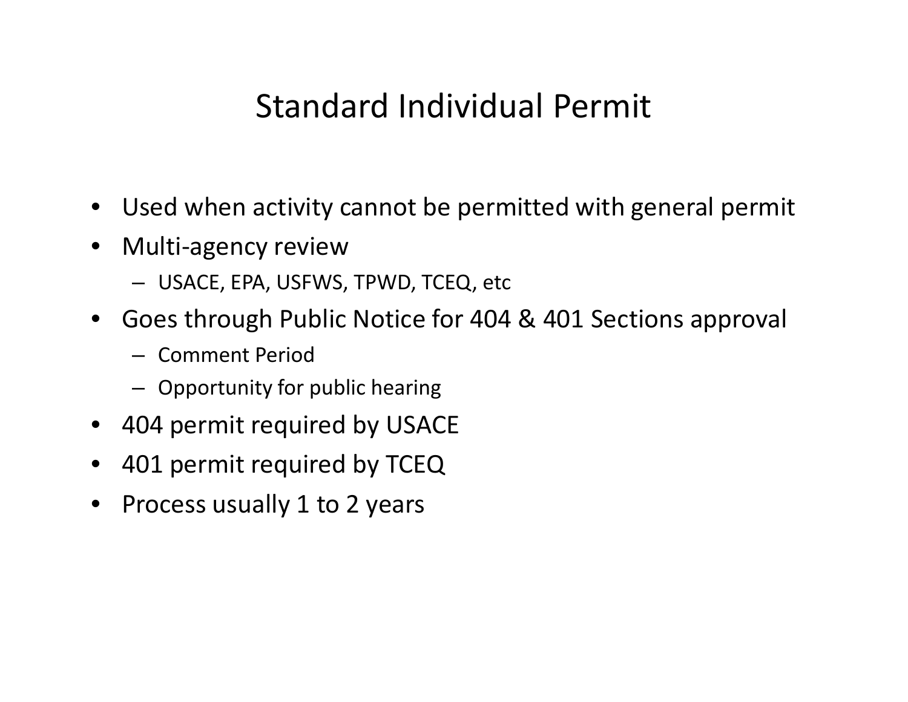# Standard Individual Permit

- Used when activity cannot be permitted with general permit
- Multi-agency review
  - USACE, EPA, USFWS, TPWD, TCEQ, etc
- Goes through Public Notice for 404 & 401 Sections approval
  - Comment Period
  - Opportunity for public hearing
- 404 permit required by USACE
- 401 permit required by TCEQ
- Process usually 1 to 2 years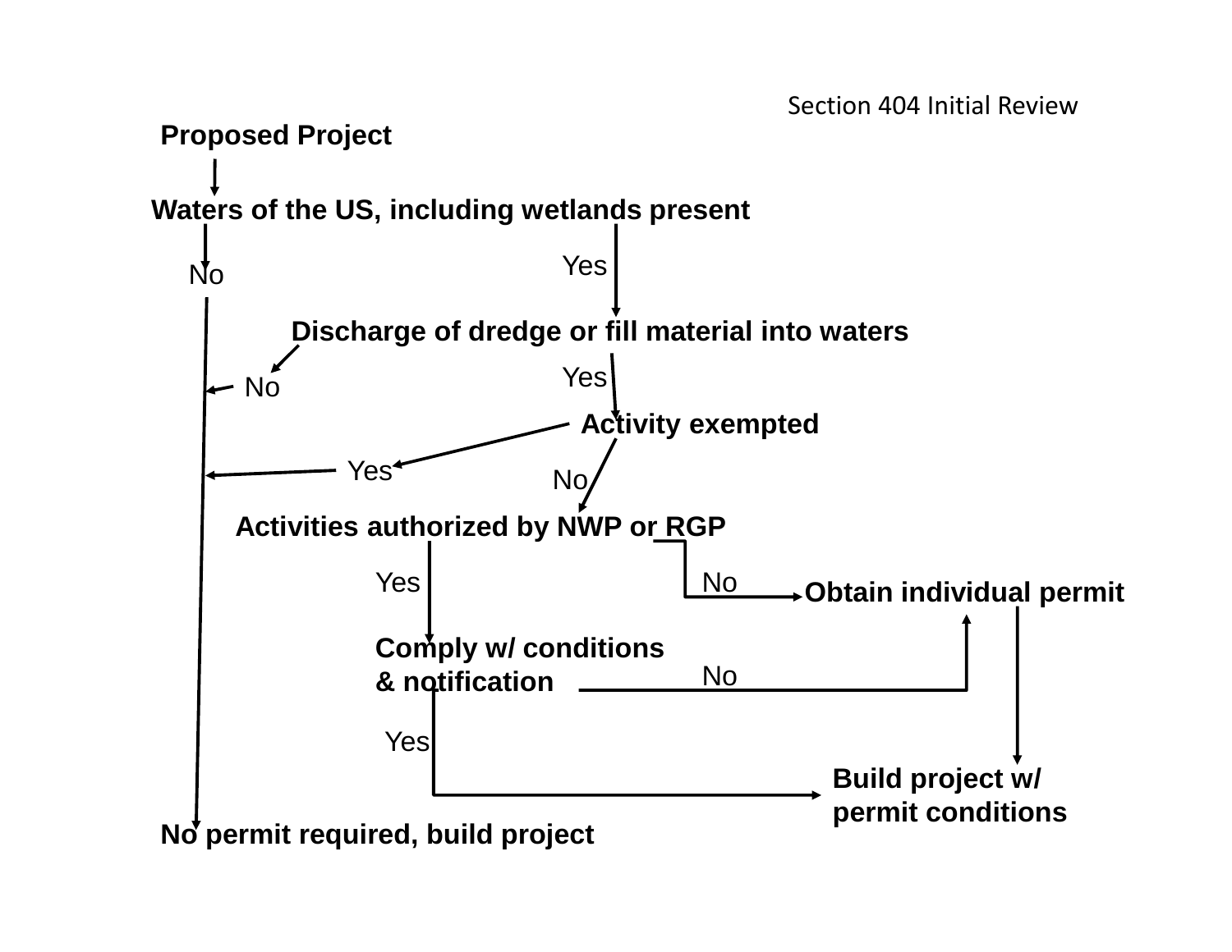## Section 404 Initial Review

**Proposed Project**

**Waters of the US, including wetlands present**

- No → **No permit required, build project**
- Yes → **Discharge of dredge or fill material into waters**
  - No → **No permit required, build project**
  - Yes → **Activity exempted**
    - Yes → **No permit required, build project**
    - No → **Activities authorized by NWP or RGP**
      - No → **Obtain individual permit** → **Build project w/ permit conditions**
      - Yes → **Comply w/ conditions & notification**
        - No → **Obtain individual permit**
        - Yes → **Build project w/ permit conditions**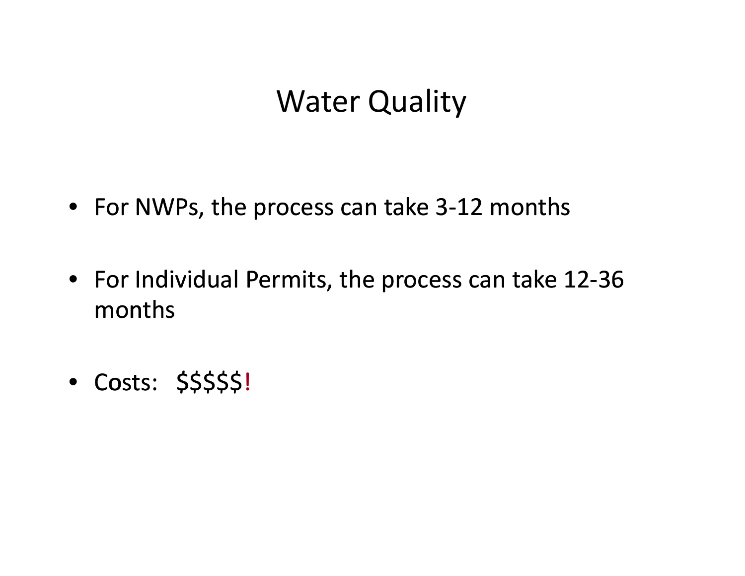# Water Quality

- For NWPs, the process can take 3-12 months
- For Individual Permits, the process can take 12-36 months
- Costs: $$$$$!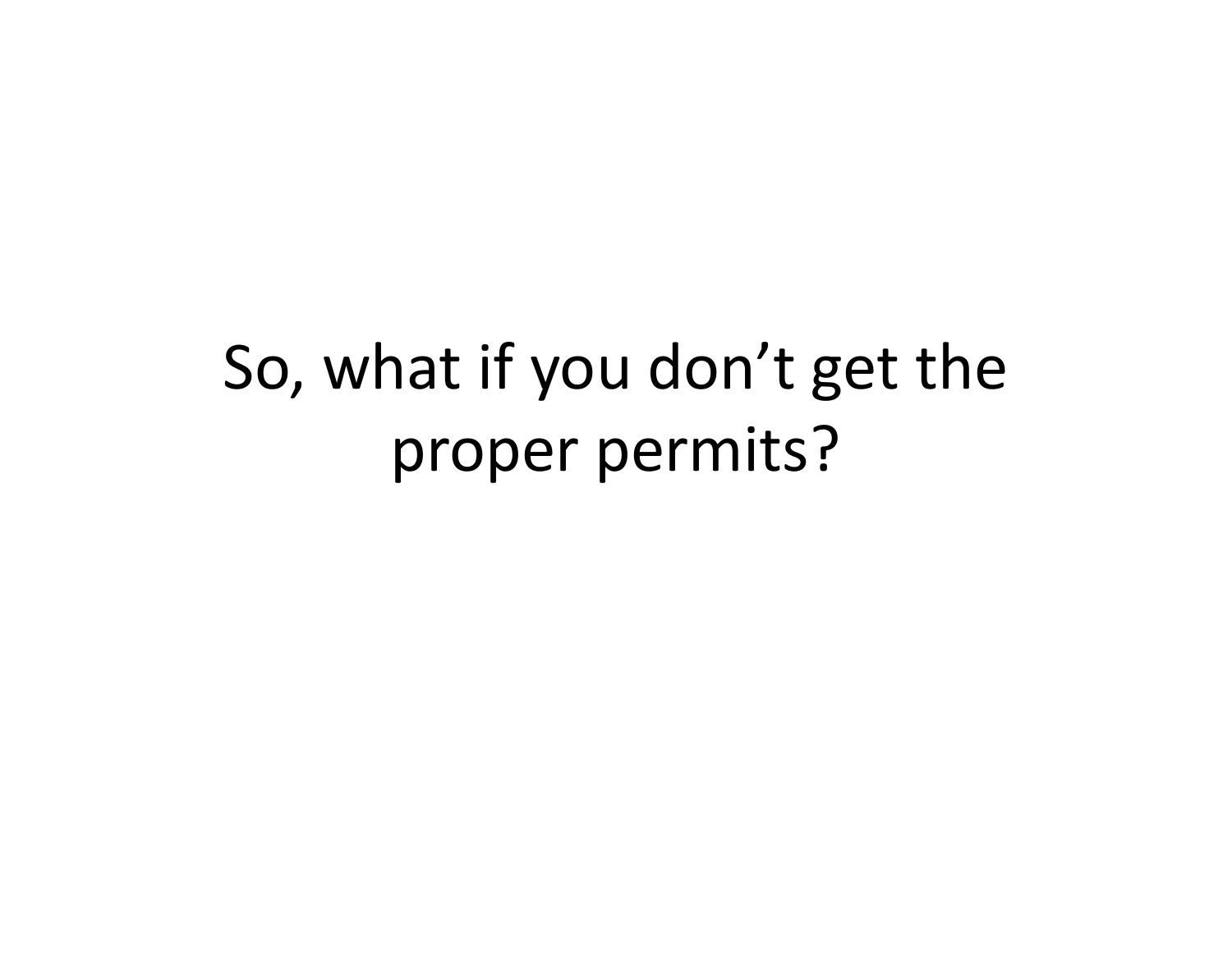# So, what if you don’t get the proper permits?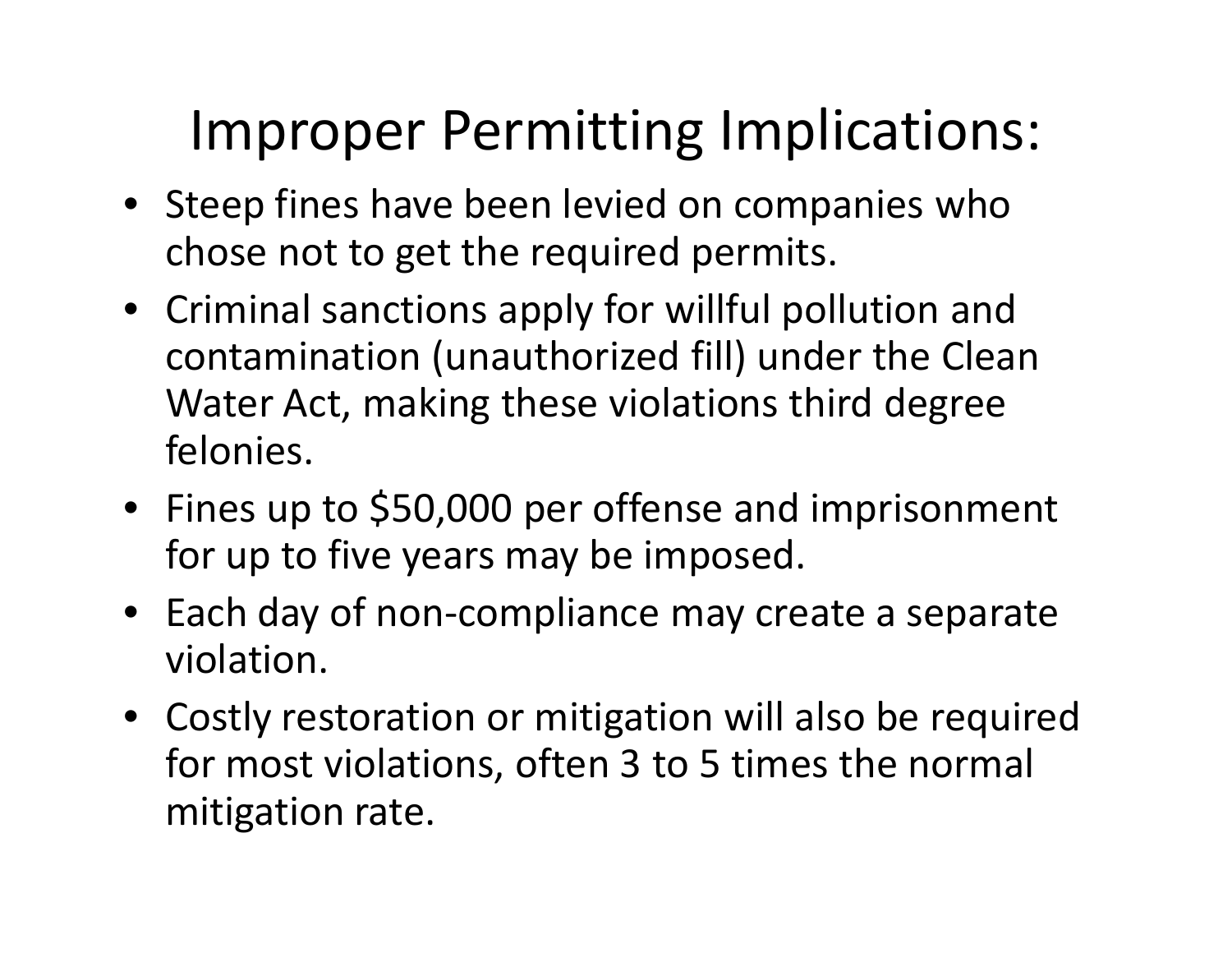# Improper Permitting Implications:

- Steep fines have been levied on companies who chose not to get the required permits.
- Criminal sanctions apply for willful pollution and contamination (unauthorized fill) under the Clean Water Act, making these violations third degree felonies.
- Fines up to $50,000 per offense and imprisonment for up to five years may be imposed.
- Each day of non-compliance may create a separate violation.
- Costly restoration or mitigation will also be required for most violations, often 3 to 5 times the normal mitigation rate.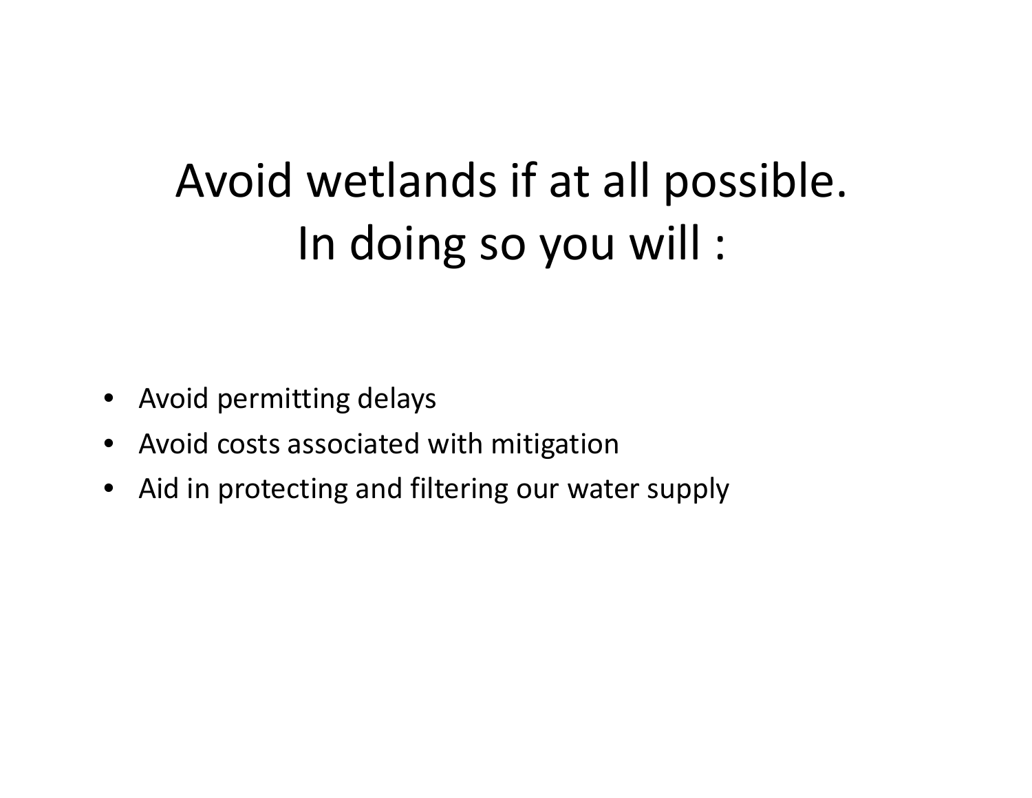# Avoid wetlands if at all possible. In doing so you will :

- Avoid permitting delays
- Avoid costs associated with mitigation
- Aid in protecting and filtering our water supply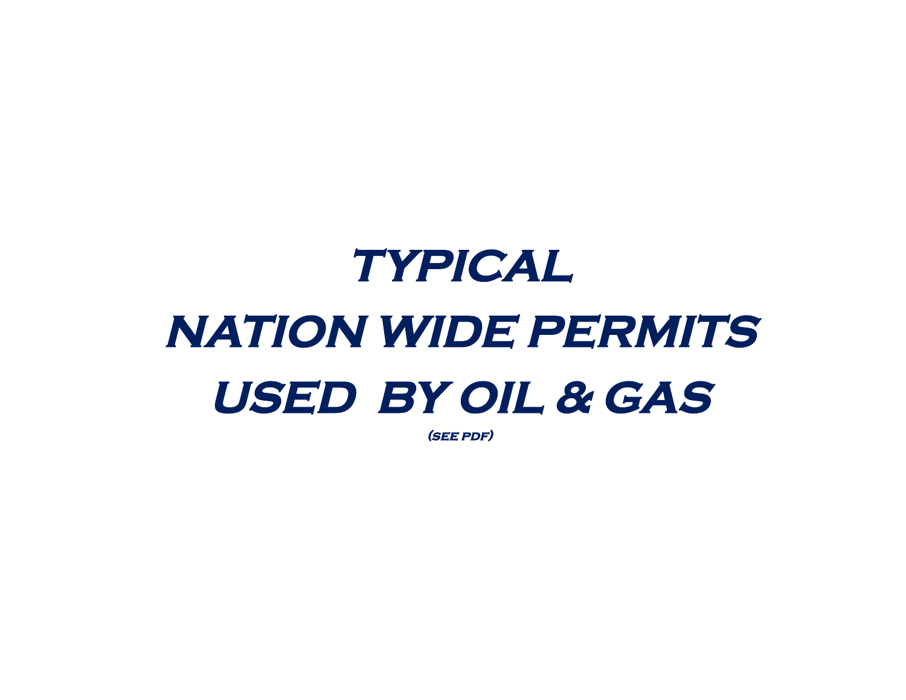# TYPICAL NATION WIDE PERMITS USED BY OIL & GAS

(SEE PDF)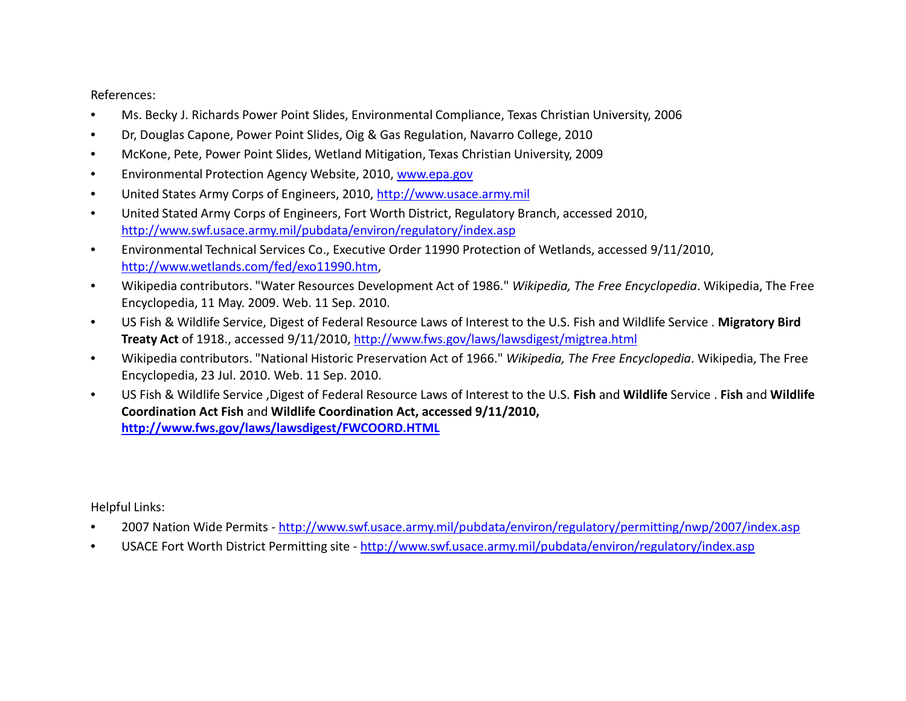References:

- Ms. Becky J. Richards Power Point Slides, Environmental Compliance, Texas Christian University, 2006
- Dr, Douglas Capone, Power Point Slides, Oig & Gas Regulation, Navarro College, 2010
- McKone, Pete, Power Point Slides, Wetland Mitigation, Texas Christian University, 2009
- Environmental Protection Agency Website, 2010, www.epa.gov
- United States Army Corps of Engineers, 2010, http://www.usace.army.mil
- United Stated Army Corps of Engineers, Fort Worth District, Regulatory Branch, accessed 2010, http://www.swf.usace.army.mil/pubdata/environ/regulatory/index.asp
- Environmental Technical Services Co., Executive Order 11990 Protection of Wetlands, accessed 9/11/2010, http://www.wetlands.com/fed/exo11990.htm,
- Wikipedia contributors. "Water Resources Development Act of 1986." *Wikipedia, The Free Encyclopedia*. Wikipedia, The Free Encyclopedia, 11 May. 2009. Web. 11 Sep. 2010.
- US Fish & Wildlife Service, Digest of Federal Resource Laws of Interest to the U.S. Fish and Wildlife Service . **Migratory Bird Treaty Act** of 1918., accessed 9/11/2010, http://www.fws.gov/laws/lawsdigest/migtrea.html
- Wikipedia contributors. "National Historic Preservation Act of 1966." *Wikipedia, The Free Encyclopedia*. Wikipedia, The Free Encyclopedia, 23 Jul. 2010. Web. 11 Sep. 2010.
- US Fish & Wildlife Service ,Digest of Federal Resource Laws of Interest to the U.S. **Fish** and **Wildlife** Service . **Fish** and **Wildlife Coordination Act Fish** and **Wildlife Coordination Act, accessed 9/11/2010, http://www.fws.gov/laws/lawsdigest/FWCOORD.HTML**

Helpful Links:

- 2007 Nation Wide Permits - http://www.swf.usace.army.mil/pubdata/environ/regulatory/permitting/nwp/2007/index.asp
- USACE Fort Worth District Permitting site - http://www.swf.usace.army.mil/pubdata/environ/regulatory/index.asp